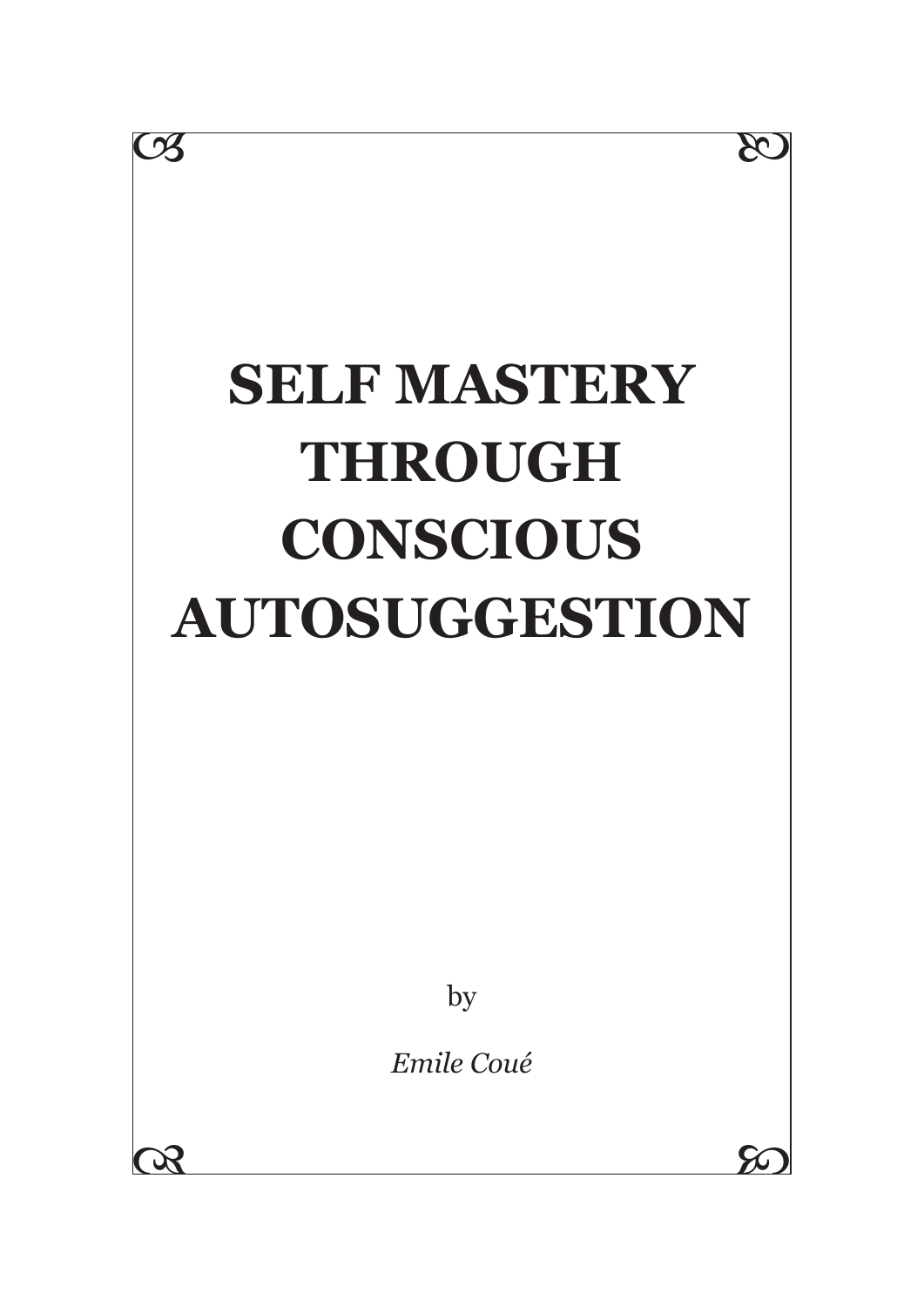# SELF MASTERY THROUGH CONSCIOUS AUTOSUGGESTION

by

*Emile Coué*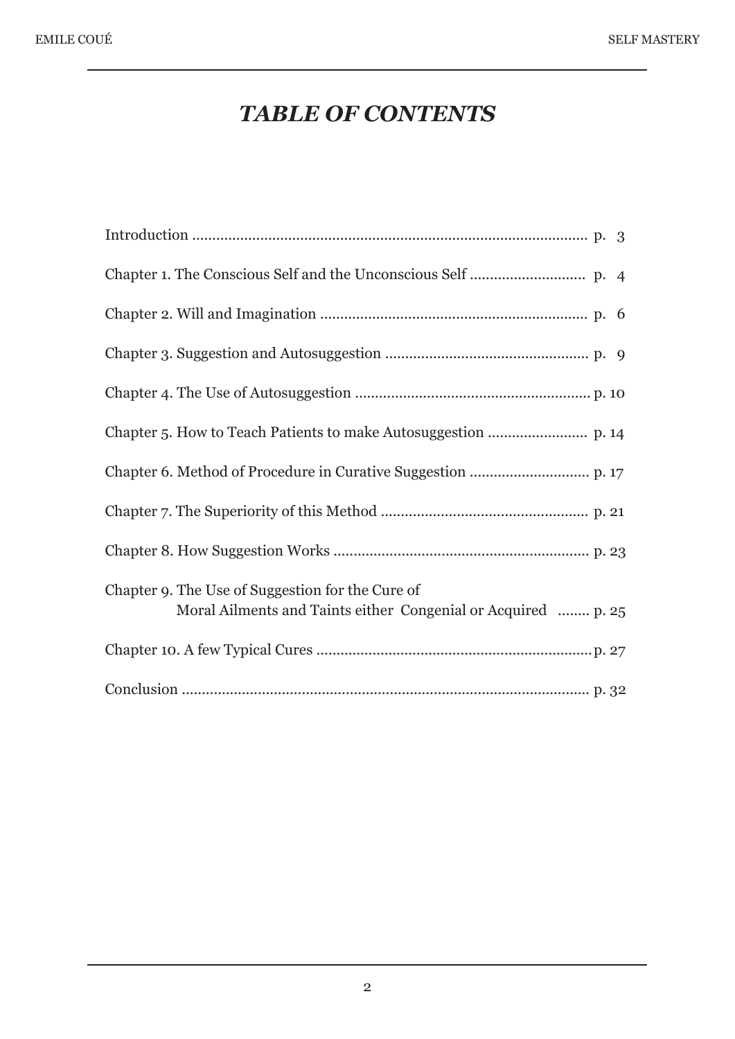# *TABLE OF CONTENTS*

Introduction .................................................................................................. p. 3

Chapter 1. The Conscious Self and the Unconscious Self ............................ p. 4

Chapter 2. Will and Imagination .................................................................. p. 6

Chapter 3. Suggestion and Autosuggestion .................................................. p. 9

Chapter 4. The Use of Autosuggestion .......................................................... p. 10

Chapter 5. How to Teach Patients to make Autosuggestion ......................... p. 14

Chapter 6. Method of Procedure in Curative Suggestion ............................. p. 17

Chapter 7. The Superiority of this Method ................................................... p. 21

Chapter 8. How Suggestion Works ............................................................... p. 23

Chapter 9. The Use of Suggestion for the Cure of Moral Ailments and Taints either Congenial or Acquired ........ p. 25

Chapter 10. A few Typical Cures .................................................................... p. 27

Conclusion ..................................................................................................... p. 32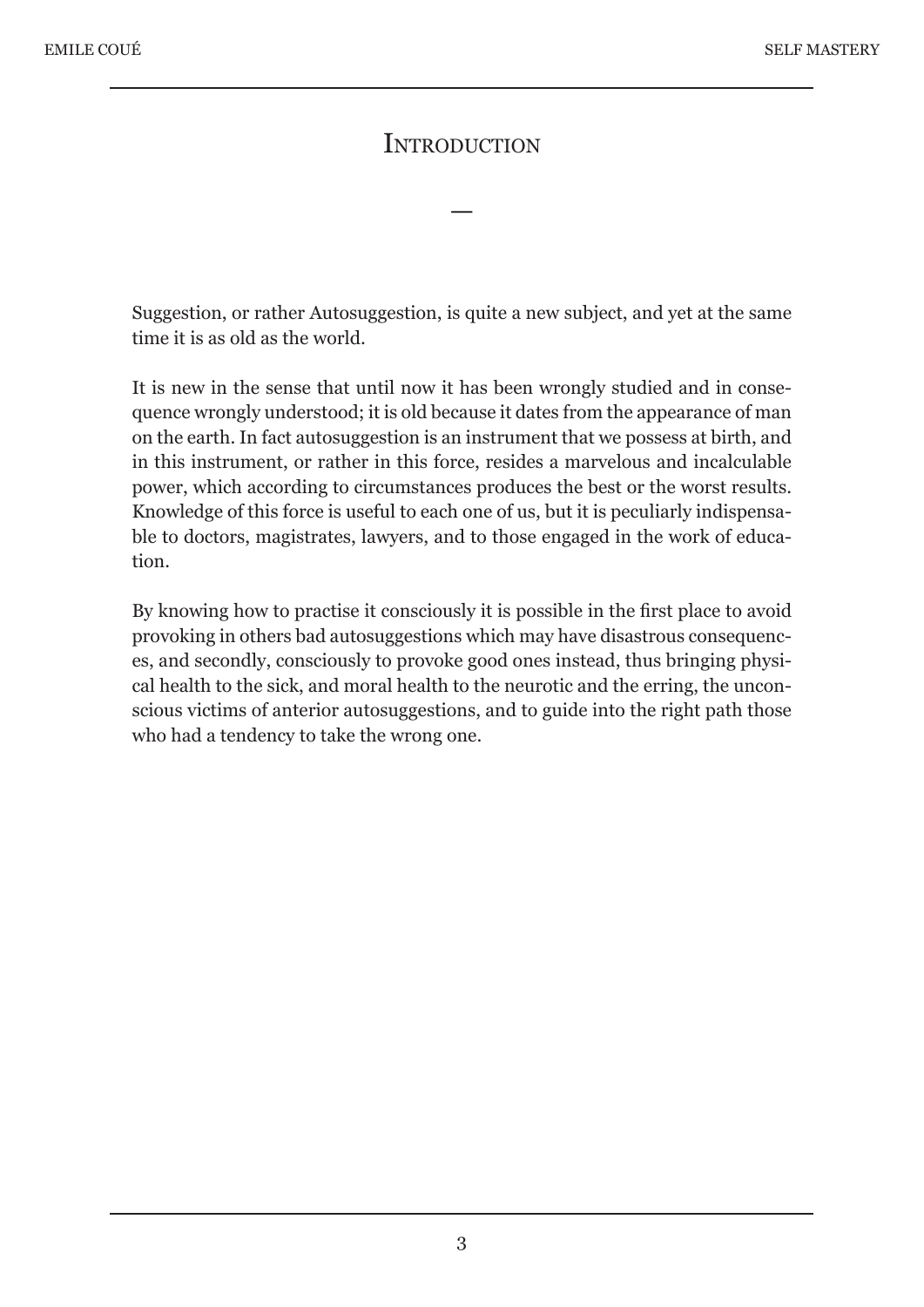# Introduction

Suggestion, or rather Autosuggestion, is quite a new subject, and yet at the same time it is as old as the world.

It is new in the sense that until now it has been wrongly studied and in consequence wrongly understood; it is old because it dates from the appearance of man on the earth. In fact autosuggestion is an instrument that we possess at birth, and in this instrument, or rather in this force, resides a marvelous and incalculable power, which according to circumstances produces the best or the worst results. Knowledge of this force is useful to each one of us, but it is peculiarly indispensable to doctors, magistrates, lawyers, and to those engaged in the work of education.

By knowing how to practise it consciously it is possible in the first place to avoid provoking in others bad autosuggestions which may have disastrous consequences, and secondly, consciously to provoke good ones instead, thus bringing physical health to the sick, and moral health to the neurotic and the erring, the unconscious victims of anterior autosuggestions, and to guide into the right path those who had a tendency to take the wrong one.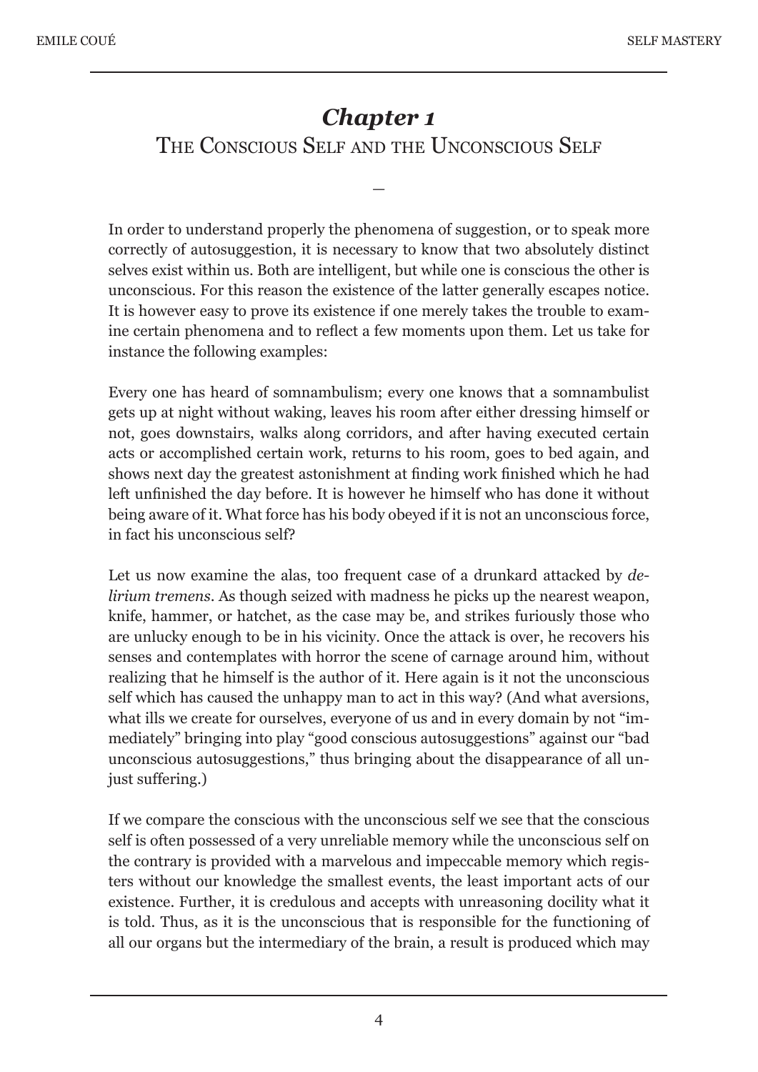# *Chapter 1*
## The Conscious Self and the Unconscious Self

—

In order to understand properly the phenomena of suggestion, or to speak more correctly of autosuggestion, it is necessary to know that two absolutely distinct selves exist within us. Both are intelligent, but while one is conscious the other is unconscious. For this reason the existence of the latter generally escapes notice. It is however easy to prove its existence if one merely takes the trouble to examine certain phenomena and to reflect a few moments upon them. Let us take for instance the following examples:

Every one has heard of somnambulism; every one knows that a somnambulist gets up at night without waking, leaves his room after either dressing himself or not, goes downstairs, walks along corridors, and after having executed certain acts or accomplished certain work, returns to his room, goes to bed again, and shows next day the greatest astonishment at finding work finished which he had left unfinished the day before. It is however he himself who has done it without being aware of it. What force has his body obeyed if it is not an unconscious force, in fact his unconscious self?

Let us now examine the alas, too frequent case of a drunkard attacked by *delirium tremens*. As though seized with madness he picks up the nearest weapon, knife, hammer, or hatchet, as the case may be, and strikes furiously those who are unlucky enough to be in his vicinity. Once the attack is over, he recovers his senses and contemplates with horror the scene of carnage around him, without realizing that he himself is the author of it. Here again is it not the unconscious self which has caused the unhappy man to act in this way? (And what aversions, what ills we create for ourselves, everyone of us and in every domain by not "immediately" bringing into play "good conscious autosuggestions" against our "bad unconscious autosuggestions," thus bringing about the disappearance of all unjust suffering.)

If we compare the conscious with the unconscious self we see that the conscious self is often possessed of a very unreliable memory while the unconscious self on the contrary is provided with a marvelous and impeccable memory which registers without our knowledge the smallest events, the least important acts of our existence. Further, it is credulous and accepts with unreasoning docility what it is told. Thus, as it is the unconscious that is responsible for the functioning of all our organs but the intermediary of the brain, a result is produced which may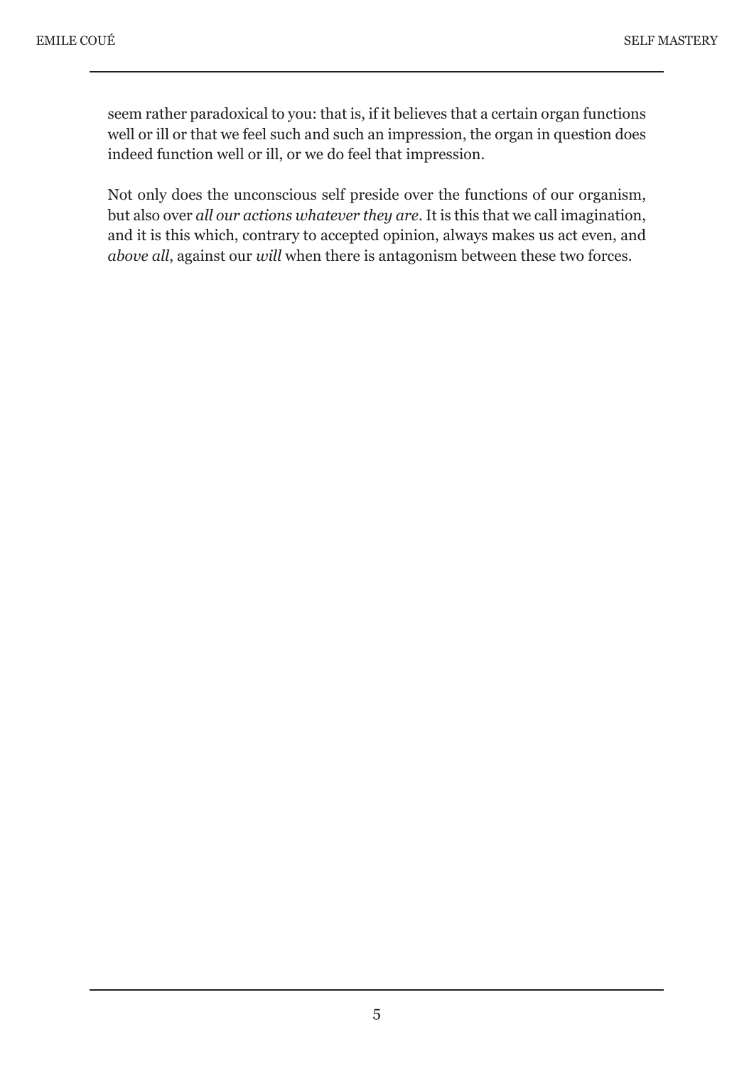seem rather paradoxical to you: that is, if it believes that a certain organ functions well or ill or that we feel such and such an impression, the organ in question does indeed function well or ill, or we do feel that impression.

Not only does the unconscious self preside over the functions of our organism, but also over *all our actions whatever they are*. It is this that we call imagination, and it is this which, contrary to accepted opinion, always makes us act even, and *above all*, against our *will* when there is antagonism between these two forces.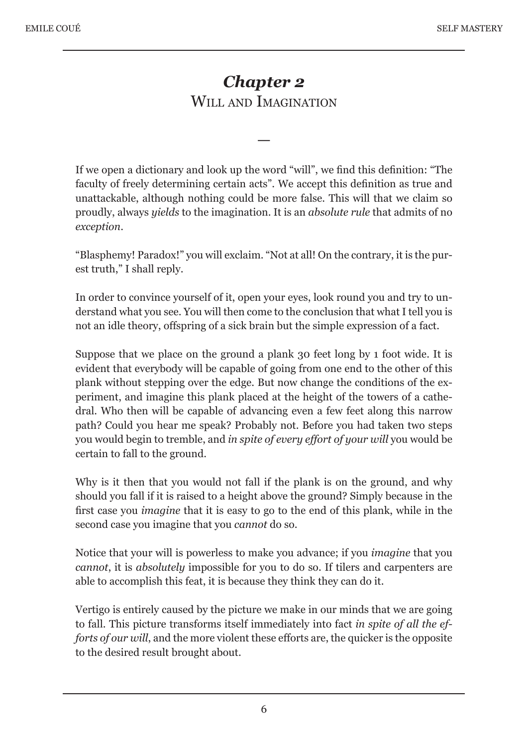## *Chapter 2*
## Will and Imagination

—

If we open a dictionary and look up the word "will", we find this definition: "The faculty of freely determining certain acts". We accept this definition as true and unattackable, although nothing could be more false. This will that we claim so proudly, always *yields* to the imagination. It is an *absolute rule* that admits of no *exception*.

"Blasphemy! Paradox!" you will exclaim. "Not at all! On the contrary, it is the purest truth," I shall reply.

In order to convince yourself of it, open your eyes, look round you and try to understand what you see. You will then come to the conclusion that what I tell you is not an idle theory, offspring of a sick brain but the simple expression of a fact.

Suppose that we place on the ground a plank 30 feet long by 1 foot wide. It is evident that everybody will be capable of going from one end to the other of this plank without stepping over the edge. But now change the conditions of the experiment, and imagine this plank placed at the height of the towers of a cathedral. Who then will be capable of advancing even a few feet along this narrow path? Could you hear me speak? Probably not. Before you had taken two steps you would begin to tremble, and *in spite of every effort of your will* you would be certain to fall to the ground.

Why is it then that you would not fall if the plank is on the ground, and why should you fall if it is raised to a height above the ground? Simply because in the first case you *imagine* that it is easy to go to the end of this plank, while in the second case you imagine that you *cannot* do so.

Notice that your will is powerless to make you advance; if you *imagine* that you *cannot*, it is *absolutely* impossible for you to do so. If tilers and carpenters are able to accomplish this feat, it is because they think they can do it.

Vertigo is entirely caused by the picture we make in our minds that we are going to fall. This picture transforms itself immediately into fact *in spite of all the efforts of our will*, and the more violent these efforts are, the quicker is the opposite to the desired result brought about.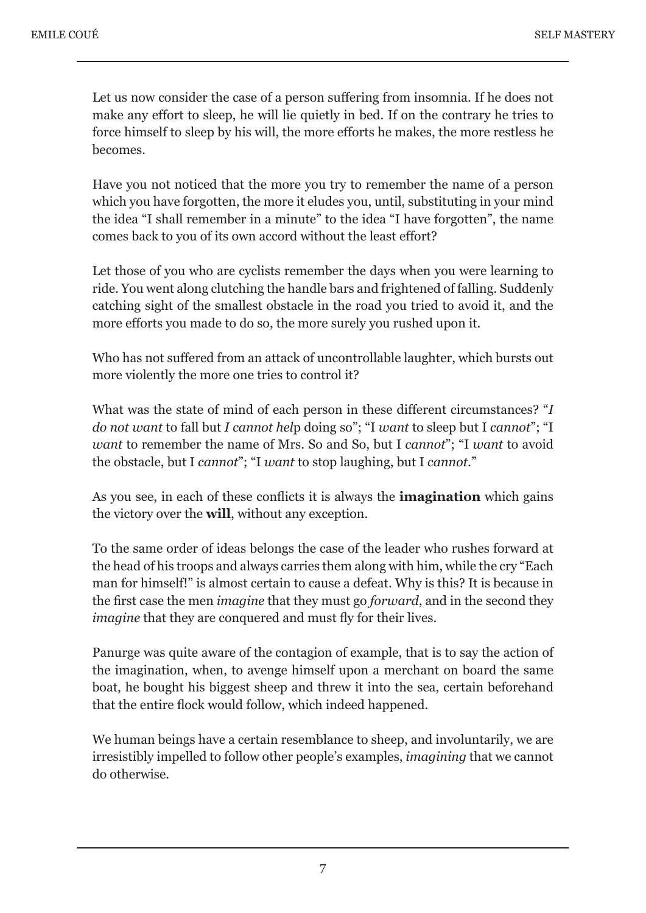Let us now consider the case of a person suffering from insomnia. If he does not make any effort to sleep, he will lie quietly in bed. If on the contrary he tries to force himself to sleep by his will, the more efforts he makes, the more restless he becomes.

Have you not noticed that the more you try to remember the name of a person which you have forgotten, the more it eludes you, until, substituting in your mind the idea "I shall remember in a minute" to the idea "I have forgotten", the name comes back to you of its own accord without the least effort?

Let those of you who are cyclists remember the days when you were learning to ride. You went along clutching the handle bars and frightened of falling. Suddenly catching sight of the smallest obstacle in the road you tried to avoid it, and the more efforts you made to do so, the more surely you rushed upon it.

Who has not suffered from an attack of uncontrollable laughter, which bursts out more violently the more one tries to control it?

What was the state of mind of each person in these different circumstances? "*I do not want* to fall but *I cannot help* doing so"; "I *want* to sleep but I *cannot*"; "I *want* to remember the name of Mrs. So and So, but I *cannot*"; "I *want* to avoid the obstacle, but I *cannot*"; "I *want* to stop laughing, but I *cannot*."

As you see, in each of these conflicts it is always the **imagination** which gains the victory over the **will**, without any exception.

To the same order of ideas belongs the case of the leader who rushes forward at the head of his troops and always carries them along with him, while the cry "Each man for himself!" is almost certain to cause a defeat. Why is this? It is because in the first case the men *imagine* that they must go *forward*, and in the second they *imagine* that they are conquered and must fly for their lives.

Panurge was quite aware of the contagion of example, that is to say the action of the imagination, when, to avenge himself upon a merchant on board the same boat, he bought his biggest sheep and threw it into the sea, certain beforehand that the entire flock would follow, which indeed happened.

We human beings have a certain resemblance to sheep, and involuntarily, we are irresistibly impelled to follow other people's examples, *imagining* that we cannot do otherwise.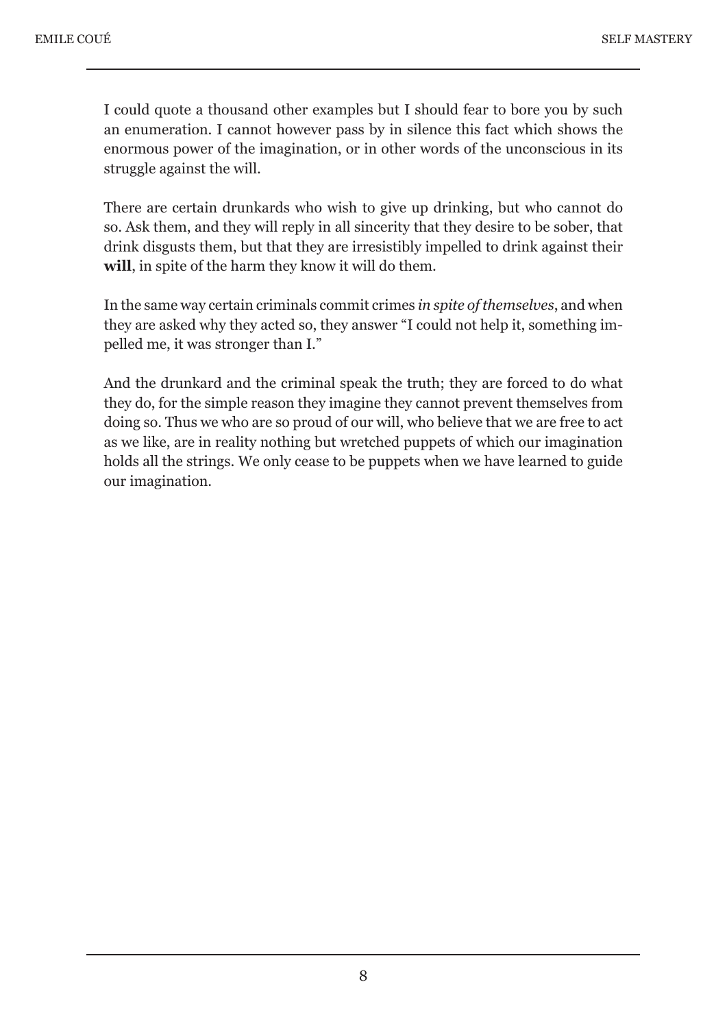I could quote a thousand other examples but I should fear to bore you by such an enumeration. I cannot however pass by in silence this fact which shows the enormous power of the imagination, or in other words of the unconscious in its struggle against the will.

There are certain drunkards who wish to give up drinking, but who cannot do so. Ask them, and they will reply in all sincerity that they desire to be sober, that drink disgusts them, but that they are irresistibly impelled to drink against their **will**, in spite of the harm they know it will do them.

In the same way certain criminals commit crimes *in spite of themselves*, and when they are asked why they acted so, they answer "I could not help it, something impelled me, it was stronger than I."

And the drunkard and the criminal speak the truth; they are forced to do what they do, for the simple reason they imagine they cannot prevent themselves from doing so. Thus we who are so proud of our will, who believe that we are free to act as we like, are in reality nothing but wretched puppets of which our imagination holds all the strings. We only cease to be puppets when we have learned to guide our imagination.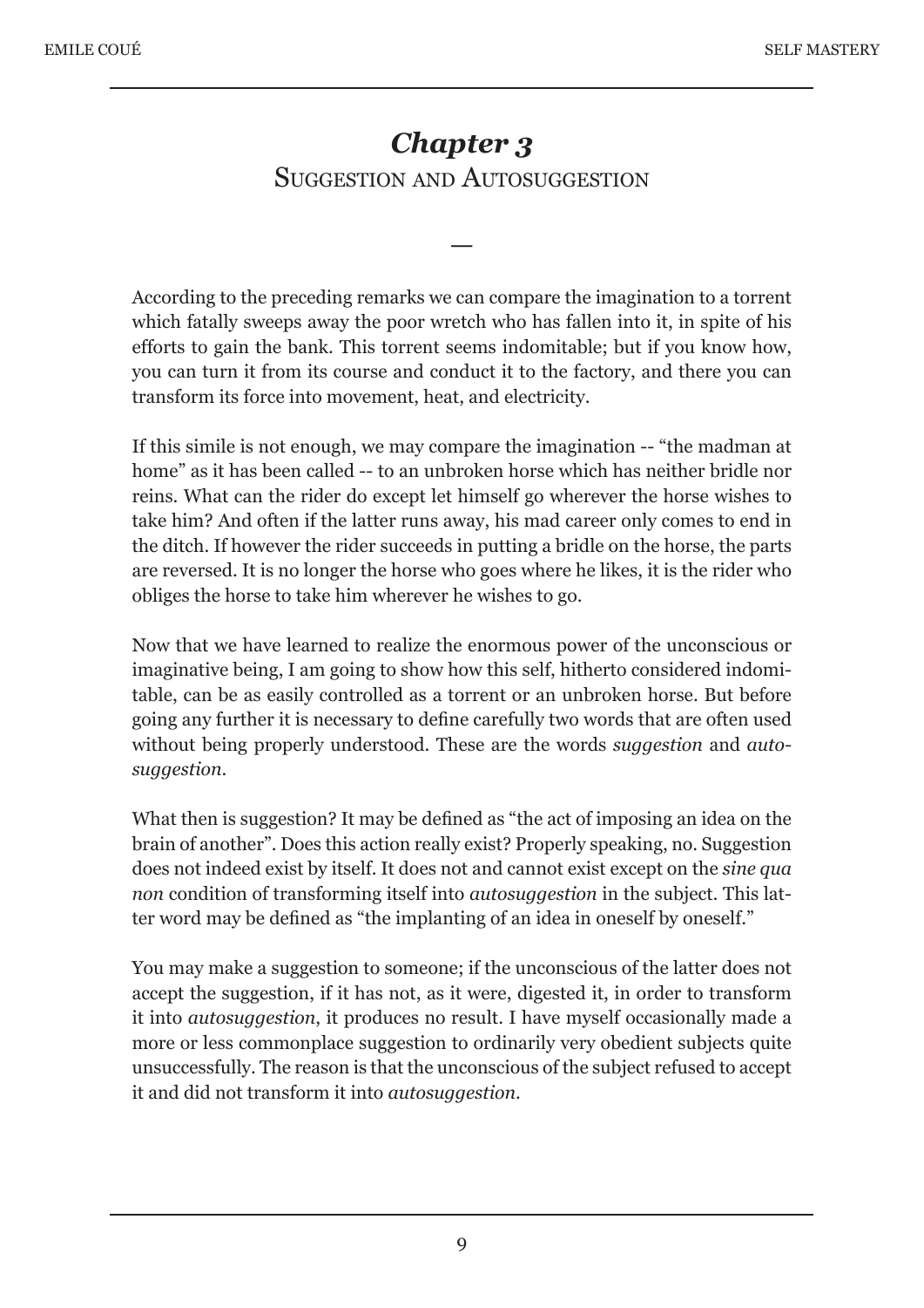# *Chapter 3*
## Suggestion and Autosuggestion

—

According to the preceding remarks we can compare the imagination to a torrent which fatally sweeps away the poor wretch who has fallen into it, in spite of his efforts to gain the bank. This torrent seems indomitable; but if you know how, you can turn it from its course and conduct it to the factory, and there you can transform its force into movement, heat, and electricity.

If this simile is not enough, we may compare the imagination -- "the madman at home" as it has been called -- to an unbroken horse which has neither bridle nor reins. What can the rider do except let himself go wherever the horse wishes to take him? And often if the latter runs away, his mad career only comes to end in the ditch. If however the rider succeeds in putting a bridle on the horse, the parts are reversed. It is no longer the horse who goes where he likes, it is the rider who obliges the horse to take him wherever he wishes to go.

Now that we have learned to realize the enormous power of the unconscious or imaginative being, I am going to show how this self, hitherto considered indomitable, can be as easily controlled as a torrent or an unbroken horse. But before going any further it is necessary to define carefully two words that are often used without being properly understood. These are the words *suggestion* and *autosuggestion*.

What then is suggestion? It may be defined as "the act of imposing an idea on the brain of another". Does this action really exist? Properly speaking, no. Suggestion does not indeed exist by itself. It does not and cannot exist except on the *sine qua non* condition of transforming itself into *autosuggestion* in the subject. This latter word may be defined as "the implanting of an idea in oneself by oneself."

You may make a suggestion to someone; if the unconscious of the latter does not accept the suggestion, if it has not, as it were, digested it, in order to transform it into *autosuggestion*, it produces no result. I have myself occasionally made a more or less commonplace suggestion to ordinarily very obedient subjects quite unsuccessfully. The reason is that the unconscious of the subject refused to accept it and did not transform it into *autosuggestion*.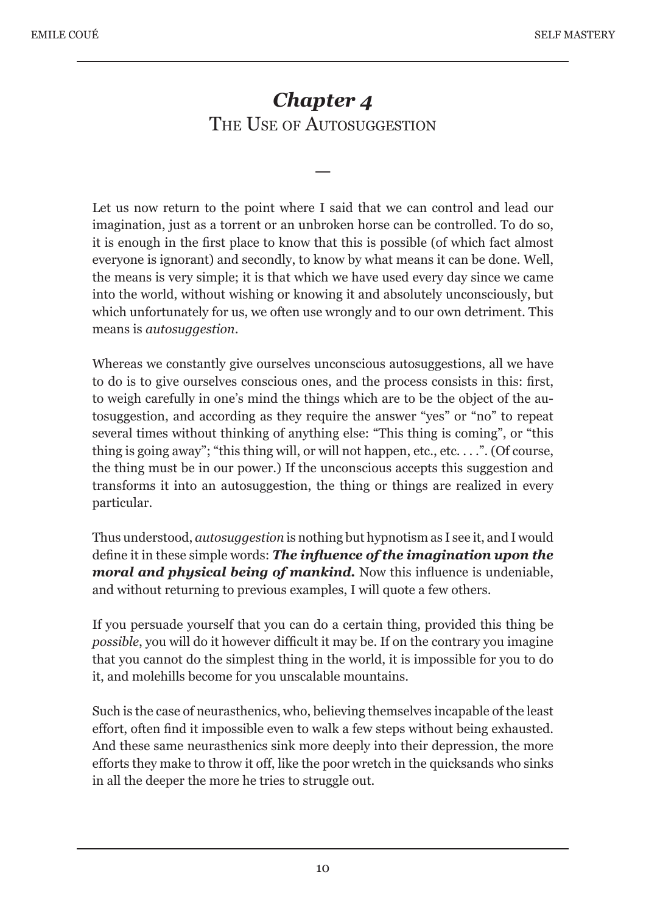## *Chapter 4*
## The Use of Autosuggestion

—

Let us now return to the point where I said that we can control and lead our imagination, just as a torrent or an unbroken horse can be controlled. To do so, it is enough in the first place to know that this is possible (of which fact almost everyone is ignorant) and secondly, to know by what means it can be done. Well, the means is very simple; it is that which we have used every day since we came into the world, without wishing or knowing it and absolutely unconsciously, but which unfortunately for us, we often use wrongly and to our own detriment. This means is *autosuggestion*.

Whereas we constantly give ourselves unconscious autosuggestions, all we have to do is to give ourselves conscious ones, and the process consists in this: first, to weigh carefully in one's mind the things which are to be the object of the autosuggestion, and according as they require the answer "yes" or "no" to repeat several times without thinking of anything else: "This thing is coming", or "this thing is going away"; "this thing will, or will not happen, etc., etc. . . .". (Of course, the thing must be in our power.) If the unconscious accepts this suggestion and transforms it into an autosuggestion, the thing or things are realized in every particular.

Thus understood, *autosuggestion* is nothing but hypnotism as I see it, and I would define it in these simple words: ***The influence of the imagination upon the moral and physical being of mankind.*** Now this influence is undeniable, and without returning to previous examples, I will quote a few others.

If you persuade yourself that you can do a certain thing, provided this thing be *possible*, you will do it however difficult it may be. If on the contrary you imagine that you cannot do the simplest thing in the world, it is impossible for you to do it, and molehills become for you unscalable mountains.

Such is the case of neurasthenics, who, believing themselves incapable of the least effort, often find it impossible even to walk a few steps without being exhausted. And these same neurasthenics sink more deeply into their depression, the more efforts they make to throw it off, like the poor wretch in the quicksands who sinks in all the deeper the more he tries to struggle out.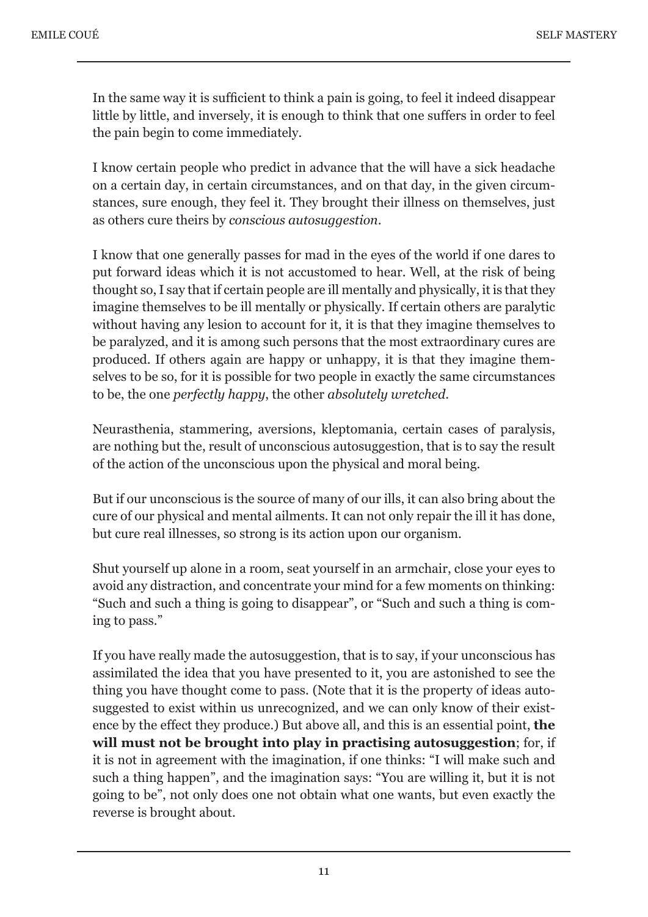In the same way it is sufficient to think a pain is going, to feel it indeed disappear little by little, and inversely, it is enough to think that one suffers in order to feel the pain begin to come immediately.

I know certain people who predict in advance that the will have a sick headache on a certain day, in certain circumstances, and on that day, in the given circumstances, sure enough, they feel it. They brought their illness on themselves, just as others cure theirs by *conscious autosuggestion*.

I know that one generally passes for mad in the eyes of the world if one dares to put forward ideas which it is not accustomed to hear. Well, at the risk of being thought so, I say that if certain people are ill mentally and physically, it is that they imagine themselves to be ill mentally or physically. If certain others are paralytic without having any lesion to account for it, it is that they imagine themselves to be paralyzed, and it is among such persons that the most extraordinary cures are produced. If others again are happy or unhappy, it is that they imagine themselves to be so, for it is possible for two people in exactly the same circumstances to be, the one *perfectly happy*, the other *absolutely wretched*.

Neurasthenia, stammering, aversions, kleptomania, certain cases of paralysis, are nothing but the, result of unconscious autosuggestion, that is to say the result of the action of the unconscious upon the physical and moral being.

But if our unconscious is the source of many of our ills, it can also bring about the cure of our physical and mental ailments. It can not only repair the ill it has done, but cure real illnesses, so strong is its action upon our organism.

Shut yourself up alone in a room, seat yourself in an armchair, close your eyes to avoid any distraction, and concentrate your mind for a few moments on thinking: "Such and such a thing is going to disappear", or "Such and such a thing is coming to pass."

If you have really made the autosuggestion, that is to say, if your unconscious has assimilated the idea that you have presented to it, you are astonished to see the thing you have thought come to pass. (Note that it is the property of ideas autosuggested to exist within us unrecognized, and we can only know of their existence by the effect they produce.) But above all, and this is an essential point, **the will must not be brought into play in practising autosuggestion**; for, if it is not in agreement with the imagination, if one thinks: "I will make such and such a thing happen", and the imagination says: "You are willing it, but it is not going to be", not only does one not obtain what one wants, but even exactly the reverse is brought about.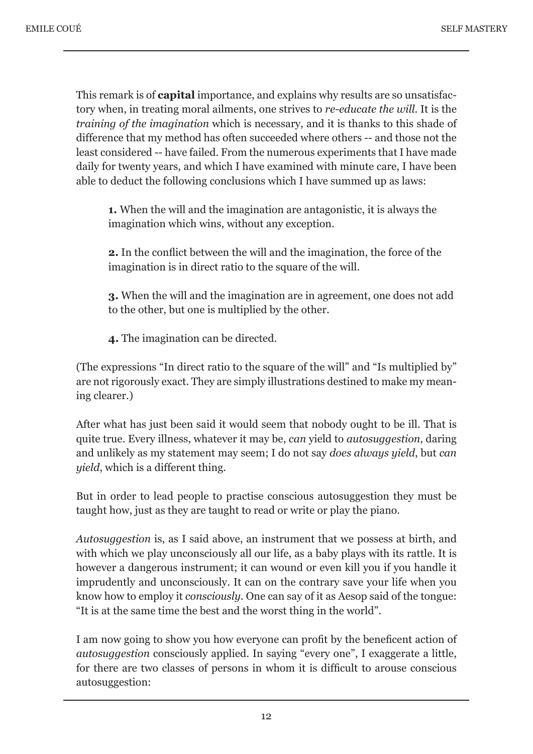This remark is of **capital** importance, and explains why results are so unsatisfactory when, in treating moral ailments, one strives to *re-educate the will*. It is the *training of the imagination* which is necessary, and it is thanks to this shade of difference that my method has often succeeded where others -- and those not the least considered -- have failed. From the numerous experiments that I have made daily for twenty years, and which I have examined with minute care, I have been able to deduct the following conclusions which I have summed up as laws:

> **1.** When the will and the imagination are antagonistic, it is always the imagination which wins, without any exception.
>
> **2.** In the conflict between the will and the imagination, the force of the imagination is in direct ratio to the square of the will.
>
> **3.** When the will and the imagination are in agreement, one does not add to the other, but one is multiplied by the other.
>
> **4.** The imagination can be directed.

(The expressions "In direct ratio to the square of the will" and "Is multiplied by" are not rigorously exact. They are simply illustrations destined to make my meaning clearer.)

After what has just been said it would seem that nobody ought to be ill. That is quite true. Every illness, whatever it may be, *can* yield to *autosuggestion*, daring and unlikely as my statement may seem; I do not say *does always yield*, but *can yield*, which is a different thing.

But in order to lead people to practise conscious autosuggestion they must be taught how, just as they are taught to read or write or play the piano.

*Autosuggestion* is, as I said above, an instrument that we possess at birth, and with which we play unconsciously all our life, as a baby plays with its rattle. It is however a dangerous instrument; it can wound or even kill you if you handle it imprudently and unconsciously. It can on the contrary save your life when you know how to employ it *consciously*. One can say of it as Aesop said of the tongue: "It is at the same time the best and the worst thing in the world".

I am now going to show you how everyone can profit by the beneficent action of *autosuggestion* consciously applied. In saying "every one", I exaggerate a little, for there are two classes of persons in whom it is difficult to arouse conscious autosuggestion: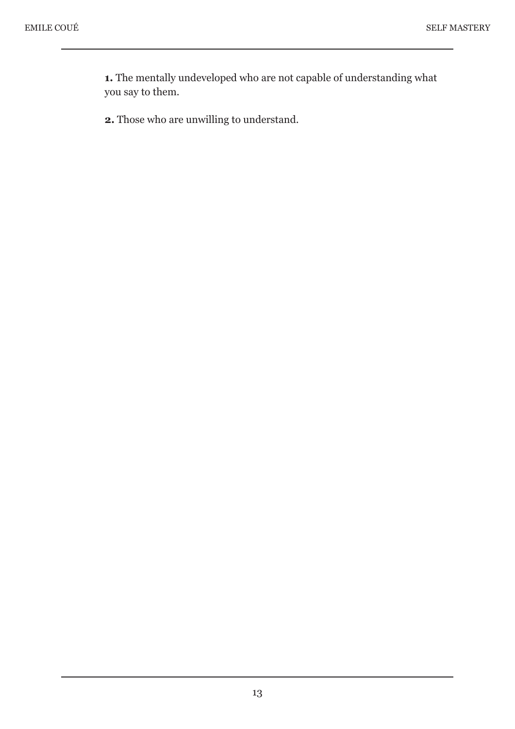**1.** The mentally undeveloped who are not capable of understanding what you say to them.

**2.** Those who are unwilling to understand.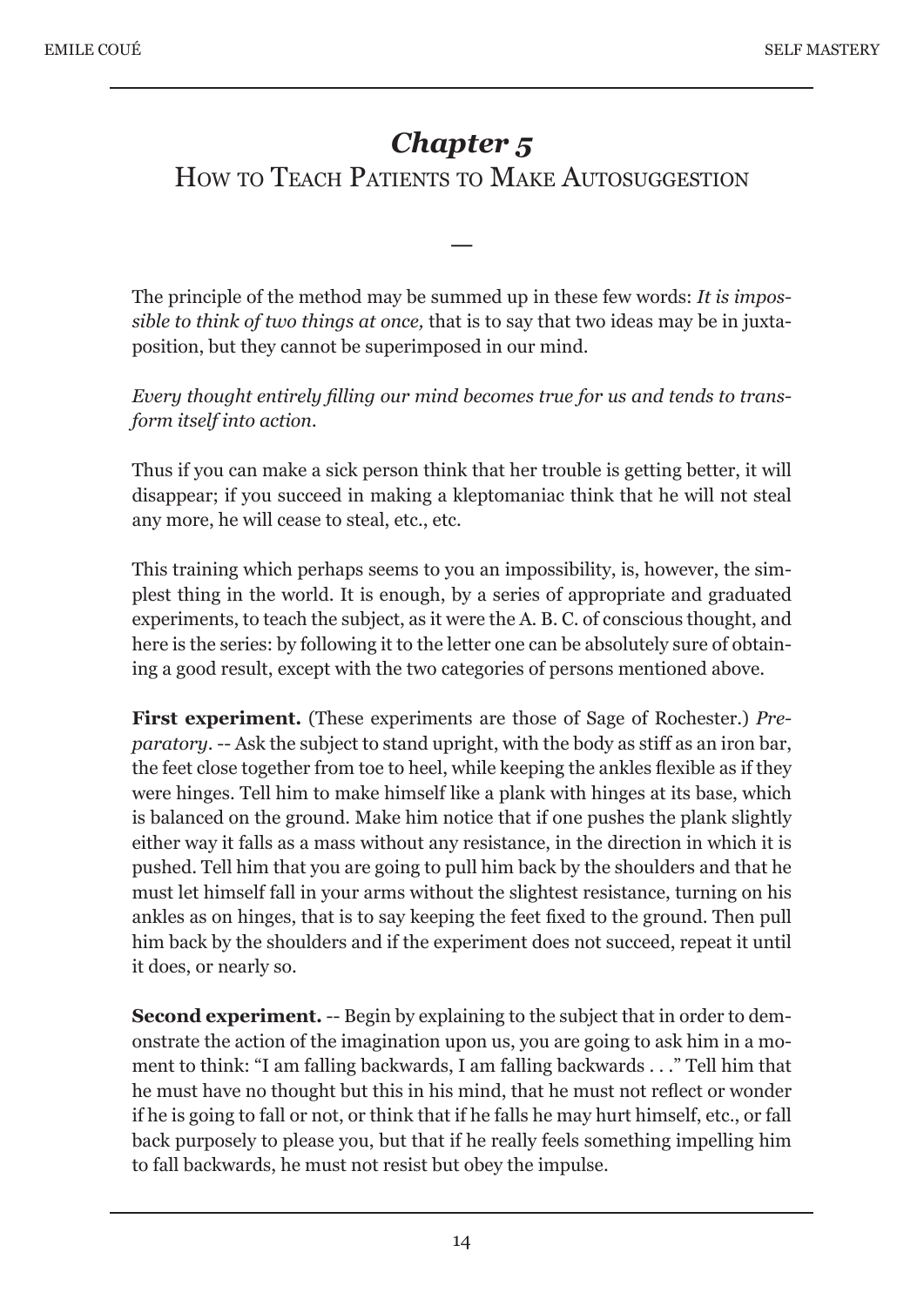# *Chapter 5*
## How to Teach Patients to Make Autosuggestion

—

The principle of the method may be summed up in these few words: *It is impossible to think of two things at once,* that is to say that two ideas may be in juxtaposition, but they cannot be superimposed in our mind.

*Every thought entirely filling our mind becomes true for us and tends to transform itself into action.*

Thus if you can make a sick person think that her trouble is getting better, it will disappear; if you succeed in making a kleptomaniac think that he will not steal any more, he will cease to steal, etc., etc.

This training which perhaps seems to you an impossibility, is, however, the simplest thing in the world. It is enough, by a series of appropriate and graduated experiments, to teach the subject, as it were the A. B. C. of conscious thought, and here is the series: by following it to the letter one can be absolutely sure of obtaining a good result, except with the two categories of persons mentioned above.

**First experiment.** (These experiments are those of Sage of Rochester.) *Preparatory.* -- Ask the subject to stand upright, with the body as stiff as an iron bar, the feet close together from toe to heel, while keeping the ankles flexible as if they were hinges. Tell him to make himself like a plank with hinges at its base, which is balanced on the ground. Make him notice that if one pushes the plank slightly either way it falls as a mass without any resistance, in the direction in which it is pushed. Tell him that you are going to pull him back by the shoulders and that he must let himself fall in your arms without the slightest resistance, turning on his ankles as on hinges, that is to say keeping the feet fixed to the ground. Then pull him back by the shoulders and if the experiment does not succeed, repeat it until it does, or nearly so.

**Second experiment.** -- Begin by explaining to the subject that in order to demonstrate the action of the imagination upon us, you are going to ask him in a moment to think: "I am falling backwards, I am falling backwards . . ." Tell him that he must have no thought but this in his mind, that he must not reflect or wonder if he is going to fall or not, or think that if he falls he may hurt himself, etc., or fall back purposely to please you, but that if he really feels something impelling him to fall backwards, he must not resist but obey the impulse.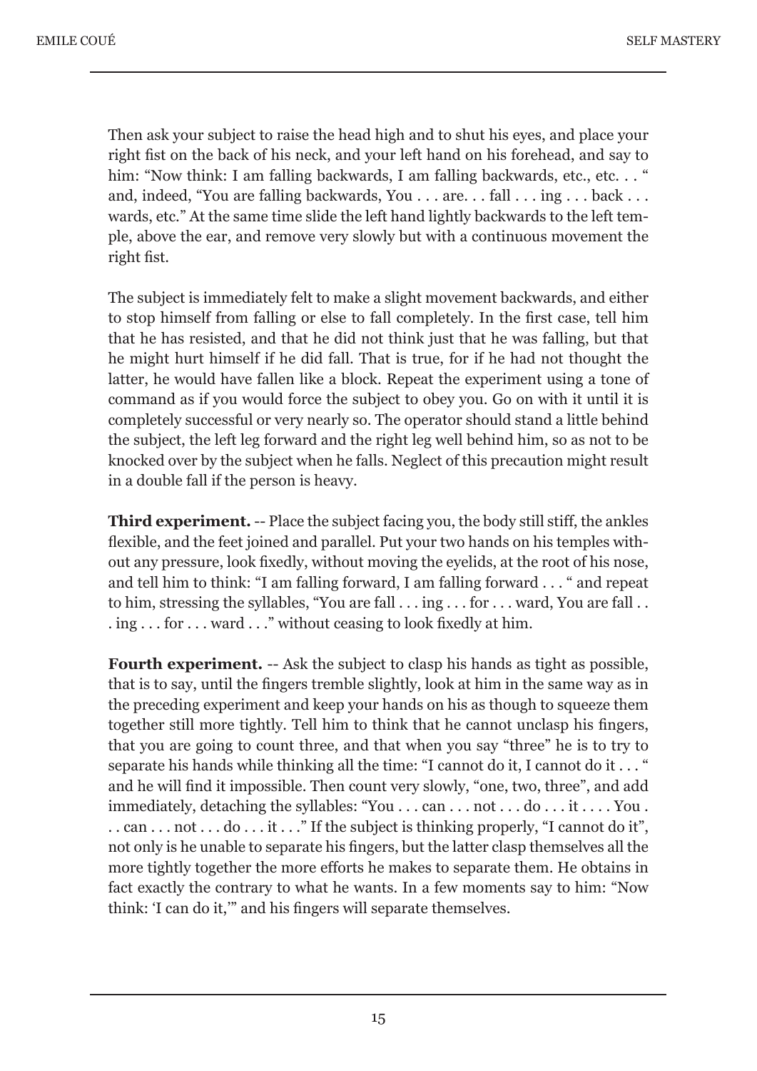Then ask your subject to raise the head high and to shut his eyes, and place your right fist on the back of his neck, and your left hand on his forehead, and say to him: "Now think: I am falling backwards, I am falling backwards, etc., etc. . . " and, indeed, "You are falling backwards, You . . . are. . . fall . . . ing . . . back . . . wards, etc." At the same time slide the left hand lightly backwards to the left temple, above the ear, and remove very slowly but with a continuous movement the right fist.

The subject is immediately felt to make a slight movement backwards, and either to stop himself from falling or else to fall completely. In the first case, tell him that he has resisted, and that he did not think just that he was falling, but that he might hurt himself if he did fall. That is true, for if he had not thought the latter, he would have fallen like a block. Repeat the experiment using a tone of command as if you would force the subject to obey you. Go on with it until it is completely successful or very nearly so. The operator should stand a little behind the subject, the left leg forward and the right leg well behind him, so as not to be knocked over by the subject when he falls. Neglect of this precaution might result in a double fall if the person is heavy.

**Third experiment.** -- Place the subject facing you, the body still stiff, the ankles flexible, and the feet joined and parallel. Put your two hands on his temples without any pressure, look fixedly, without moving the eyelids, at the root of his nose, and tell him to think: "I am falling forward, I am falling forward . . . " and repeat to him, stressing the syllables, "You are fall . . . ing . . . for . . . ward, You are fall . . . ing . . . for . . . ward . . ." without ceasing to look fixedly at him.

**Fourth experiment.** -- Ask the subject to clasp his hands as tight as possible, that is to say, until the fingers tremble slightly, look at him in the same way as in the preceding experiment and keep your hands on his as though to squeeze them together still more tightly. Tell him to think that he cannot unclasp his fingers, that you are going to count three, and that when you say "three" he is to try to separate his hands while thinking all the time: "I cannot do it, I cannot do it . . . " and he will find it impossible. Then count very slowly, "one, two, three", and add immediately, detaching the syllables: "You . . . can . . . not . . . do . . . it . . . . You . . . can . . . not . . . do . . . it . . ." If the subject is thinking properly, "I cannot do it", not only is he unable to separate his fingers, but the latter clasp themselves all the more tightly together the more efforts he makes to separate them. He obtains in fact exactly the contrary to what he wants. In a few moments say to him: "Now think: 'I can do it,'" and his fingers will separate themselves.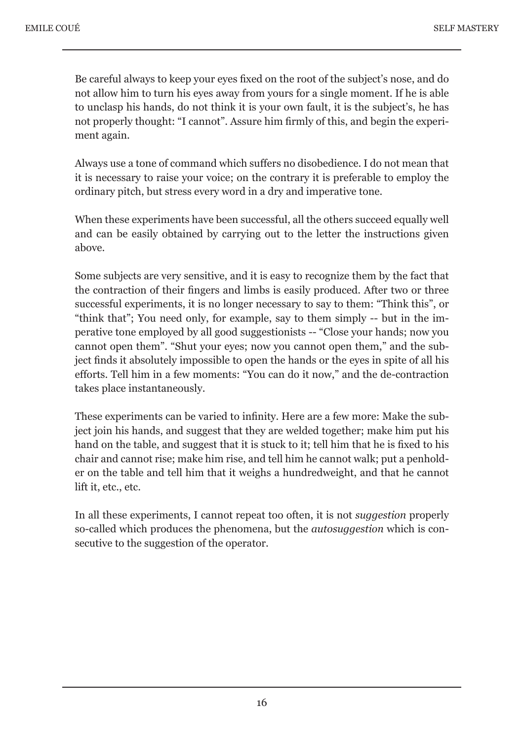Be careful always to keep your eyes fixed on the root of the subject's nose, and do not allow him to turn his eyes away from yours for a single moment. If he is able to unclasp his hands, do not think it is your own fault, it is the subject's, he has not properly thought: "I cannot". Assure him firmly of this, and begin the experiment again.

Always use a tone of command which suffers no disobedience. I do not mean that it is necessary to raise your voice; on the contrary it is preferable to employ the ordinary pitch, but stress every word in a dry and imperative tone.

When these experiments have been successful, all the others succeed equally well and can be easily obtained by carrying out to the letter the instructions given above.

Some subjects are very sensitive, and it is easy to recognize them by the fact that the contraction of their fingers and limbs is easily produced. After two or three successful experiments, it is no longer necessary to say to them: "Think this", or "think that"; You need only, for example, say to them simply -- but in the imperative tone employed by all good suggestionists -- "Close your hands; now you cannot open them". "Shut your eyes; now you cannot open them," and the subject finds it absolutely impossible to open the hands or the eyes in spite of all his efforts. Tell him in a few moments: "You can do it now," and the de-contraction takes place instantaneously.

These experiments can be varied to infinity. Here are a few more: Make the subject join his hands, and suggest that they are welded together; make him put his hand on the table, and suggest that it is stuck to it; tell him that he is fixed to his chair and cannot rise; make him rise, and tell him he cannot walk; put a penholder on the table and tell him that it weighs a hundredweight, and that he cannot lift it, etc., etc.

In all these experiments, I cannot repeat too often, it is not *suggestion* properly so-called which produces the phenomena, but the *autosuggestion* which is consecutive to the suggestion of the operator.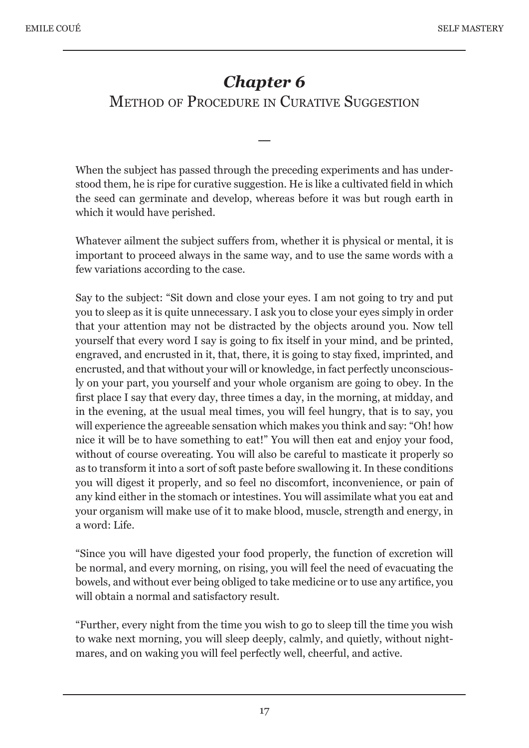# *Chapter 6*

## Method of Procedure in Curative Suggestion

—

When the subject has passed through the preceding experiments and has understood them, he is ripe for curative suggestion. He is like a cultivated field in which the seed can germinate and develop, whereas before it was but rough earth in which it would have perished.

Whatever ailment the subject suffers from, whether it is physical or mental, it is important to proceed always in the same way, and to use the same words with a few variations according to the case.

Say to the subject: "Sit down and close your eyes. I am not going to try and put you to sleep as it is quite unnecessary. I ask you to close your eyes simply in order that your attention may not be distracted by the objects around you. Now tell yourself that every word I say is going to fix itself in your mind, and be printed, engraved, and encrusted in it, that, there, it is going to stay fixed, imprinted, and encrusted, and that without your will or knowledge, in fact perfectly unconsciously on your part, you yourself and your whole organism are going to obey. In the first place I say that every day, three times a day, in the morning, at midday, and in the evening, at the usual meal times, you will feel hungry, that is to say, you will experience the agreeable sensation which makes you think and say: "Oh! how nice it will be to have something to eat!" You will then eat and enjoy your food, without of course overeating. You will also be careful to masticate it properly so as to transform it into a sort of soft paste before swallowing it. In these conditions you will digest it properly, and so feel no discomfort, inconvenience, or pain of any kind either in the stomach or intestines. You will assimilate what you eat and your organism will make use of it to make blood, muscle, strength and energy, in a word: Life.

"Since you will have digested your food properly, the function of excretion will be normal, and every morning, on rising, you will feel the need of evacuating the bowels, and without ever being obliged to take medicine or to use any artifice, you will obtain a normal and satisfactory result.

"Further, every night from the time you wish to go to sleep till the time you wish to wake next morning, you will sleep deeply, calmly, and quietly, without nightmares, and on waking you will feel perfectly well, cheerful, and active.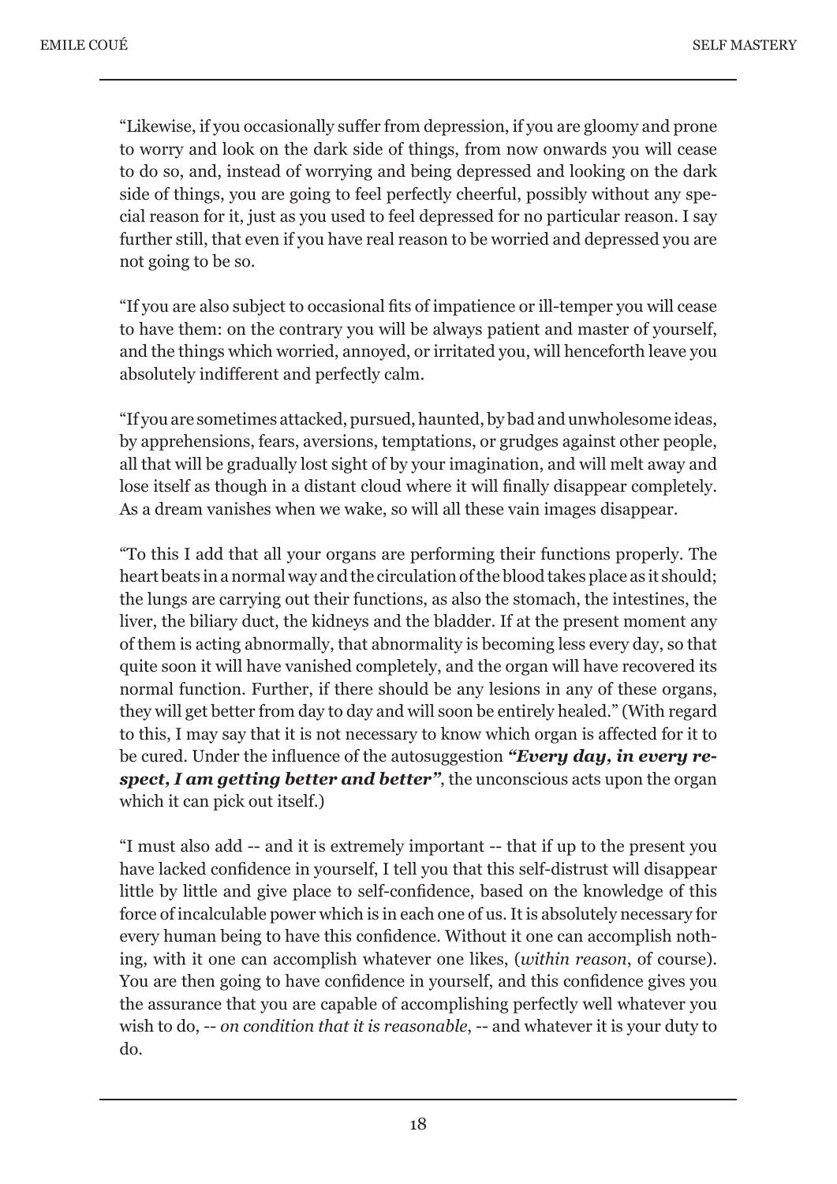"Likewise, if you occasionally suffer from depression, if you are gloomy and prone to worry and look on the dark side of things, from now onwards you will cease to do so, and, instead of worrying and being depressed and looking on the dark side of things, you are going to feel perfectly cheerful, possibly without any special reason for it, just as you used to feel depressed for no particular reason. I say further still, that even if you have real reason to be worried and depressed you are not going to be so.

"If you are also subject to occasional fits of impatience or ill-temper you will cease to have them: on the contrary you will be always patient and master of yourself, and the things which worried, annoyed, or irritated you, will henceforth leave you absolutely indifferent and perfectly calm.

"If you are sometimes attacked, pursued, haunted, by bad and unwholesome ideas, by apprehensions, fears, aversions, temptations, or grudges against other people, all that will be gradually lost sight of by your imagination, and will melt away and lose itself as though in a distant cloud where it will finally disappear completely. As a dream vanishes when we wake, so will all these vain images disappear.

"To this I add that all your organs are performing their functions properly. The heart beats in a normal way and the circulation of the blood takes place as it should; the lungs are carrying out their functions, as also the stomach, the intestines, the liver, the biliary duct, the kidneys and the bladder. If at the present moment any of them is acting abnormally, that abnormality is becoming less every day, so that quite soon it will have vanished completely, and the organ will have recovered its normal function. Further, if there should be any lesions in any of these organs, they will get better from day to day and will soon be entirely healed." (With regard to this, I may say that it is not necessary to know which organ is affected for it to be cured. Under the influence of the autosuggestion ***"Every day, in every respect, I am getting better and better"***, the unconscious acts upon the organ which it can pick out itself.)

"I must also add -- and it is extremely important -- that if up to the present you have lacked confidence in yourself, I tell you that this self-distrust will disappear little by little and give place to self-confidence, based on the knowledge of this force of incalculable power which is in each one of us. It is absolutely necessary for every human being to have this confidence. Without it one can accomplish nothing, with it one can accomplish whatever one likes, (*within reason*, of course). You are then going to have confidence in yourself, and this confidence gives you the assurance that you are capable of accomplishing perfectly well whatever you wish to do, -- *on condition that it is reasonable*, -- and whatever it is your duty to do.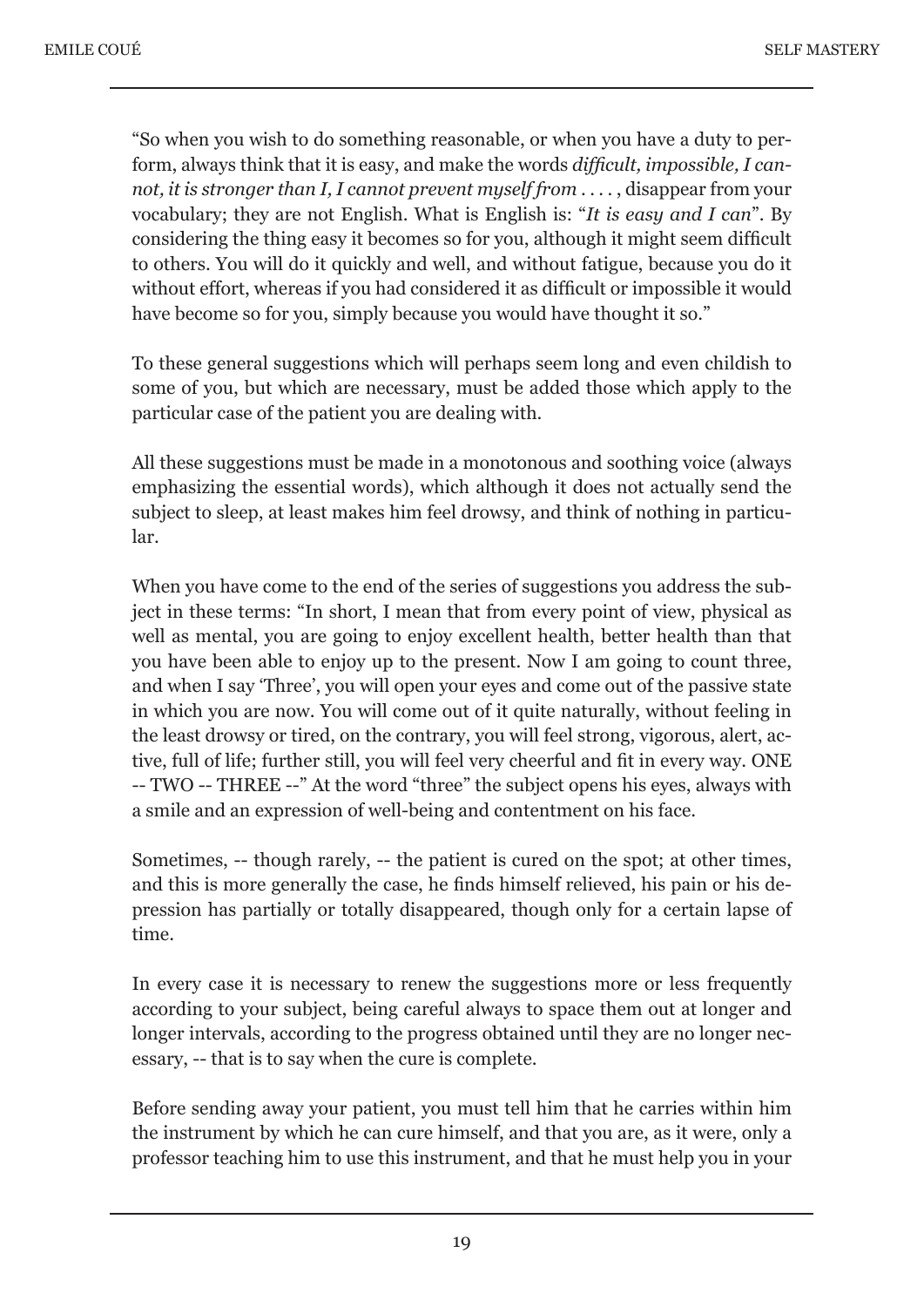"So when you wish to do something reasonable, or when you have a duty to perform, always think that it is easy, and make the words *difficult, impossible, I cannot, it is stronger than I, I cannot prevent myself from* . . . . , disappear from your vocabulary; they are not English. What is English is: "*It is easy and I can*". By considering the thing easy it becomes so for you, although it might seem difficult to others. You will do it quickly and well, and without fatigue, because you do it without effort, whereas if you had considered it as difficult or impossible it would have become so for you, simply because you would have thought it so."

To these general suggestions which will perhaps seem long and even childish to some of you, but which are necessary, must be added those which apply to the particular case of the patient you are dealing with.

All these suggestions must be made in a monotonous and soothing voice (always emphasizing the essential words), which although it does not actually send the subject to sleep, at least makes him feel drowsy, and think of nothing in particular.

When you have come to the end of the series of suggestions you address the subject in these terms: "In short, I mean that from every point of view, physical as well as mental, you are going to enjoy excellent health, better health than that you have been able to enjoy up to the present. Now I am going to count three, and when I say 'Three', you will open your eyes and come out of the passive state in which you are now. You will come out of it quite naturally, without feeling in the least drowsy or tired, on the contrary, you will feel strong, vigorous, alert, active, full of life; further still, you will feel very cheerful and fit in every way. ONE -- TWO -- THREE --" At the word "three" the subject opens his eyes, always with a smile and an expression of well-being and contentment on his face.

Sometimes, -- though rarely, -- the patient is cured on the spot; at other times, and this is more generally the case, he finds himself relieved, his pain or his depression has partially or totally disappeared, though only for a certain lapse of time.

In every case it is necessary to renew the suggestions more or less frequently according to your subject, being careful always to space them out at longer and longer intervals, according to the progress obtained until they are no longer necessary, -- that is to say when the cure is complete.

Before sending away your patient, you must tell him that he carries within him the instrument by which he can cure himself, and that you are, as it were, only a professor teaching him to use this instrument, and that he must help you in your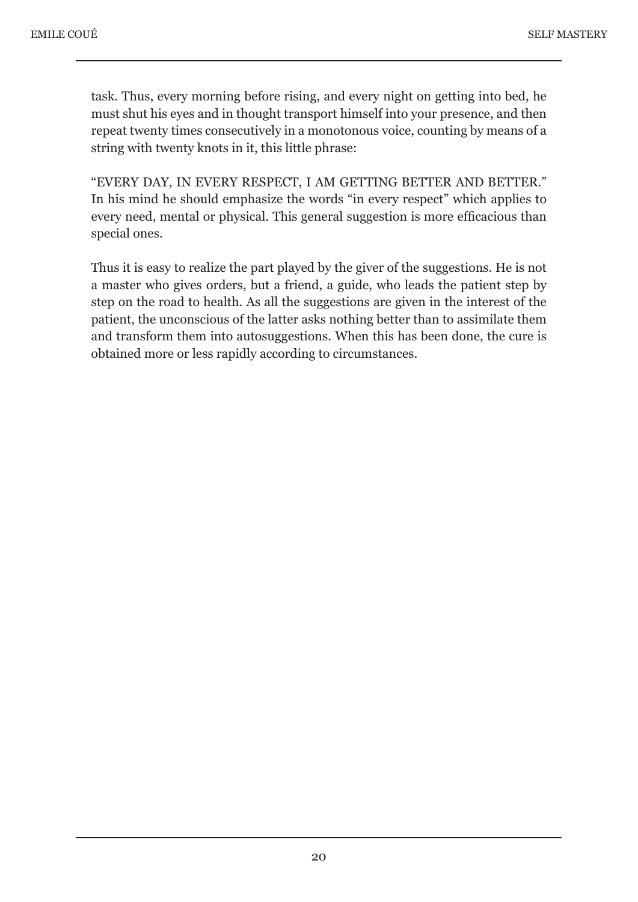task. Thus, every morning before rising, and every night on getting into bed, he must shut his eyes and in thought transport himself into your presence, and then repeat twenty times consecutively in a monotonous voice, counting by means of a string with twenty knots in it, this little phrase:

"EVERY DAY, IN EVERY RESPECT, I AM GETTING BETTER AND BETTER." In his mind he should emphasize the words "in every respect" which applies to every need, mental or physical. This general suggestion is more efficacious than special ones.

Thus it is easy to realize the part played by the giver of the suggestions. He is not a master who gives orders, but a friend, a guide, who leads the patient step by step on the road to health. As all the suggestions are given in the interest of the patient, the unconscious of the latter asks nothing better than to assimilate them and transform them into autosuggestions. When this has been done, the cure is obtained more or less rapidly according to circumstances.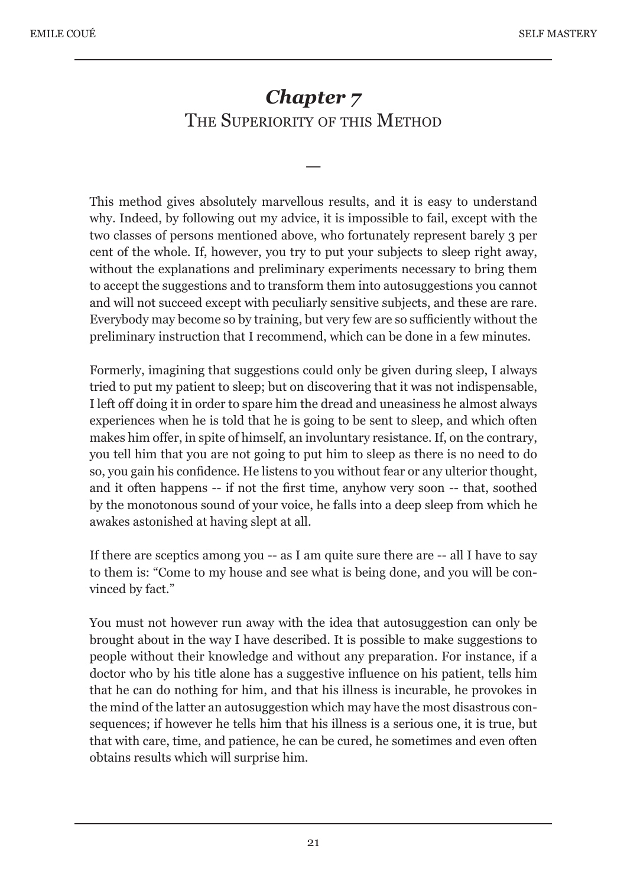# *Chapter 7*
## The Superiority of this Method

—

This method gives absolutely marvellous results, and it is easy to understand why. Indeed, by following out my advice, it is impossible to fail, except with the two classes of persons mentioned above, who fortunately represent barely 3 per cent of the whole. If, however, you try to put your subjects to sleep right away, without the explanations and preliminary experiments necessary to bring them to accept the suggestions and to transform them into autosuggestions you cannot and will not succeed except with peculiarly sensitive subjects, and these are rare. Everybody may become so by training, but very few are so sufficiently without the preliminary instruction that I recommend, which can be done in a few minutes.

Formerly, imagining that suggestions could only be given during sleep, I always tried to put my patient to sleep; but on discovering that it was not indispensable, I left off doing it in order to spare him the dread and uneasiness he almost always experiences when he is told that he is going to be sent to sleep, and which often makes him offer, in spite of himself, an involuntary resistance. If, on the contrary, you tell him that you are not going to put him to sleep as there is no need to do so, you gain his confidence. He listens to you without fear or any ulterior thought, and it often happens -- if not the first time, anyhow very soon -- that, soothed by the monotonous sound of your voice, he falls into a deep sleep from which he awakes astonished at having slept at all.

If there are sceptics among you -- as I am quite sure there are -- all I have to say to them is: "Come to my house and see what is being done, and you will be convinced by fact."

You must not however run away with the idea that autosuggestion can only be brought about in the way I have described. It is possible to make suggestions to people without their knowledge and without any preparation. For instance, if a doctor who by his title alone has a suggestive influence on his patient, tells him that he can do nothing for him, and that his illness is incurable, he provokes in the mind of the latter an autosuggestion which may have the most disastrous consequences; if however he tells him that his illness is a serious one, it is true, but that with care, time, and patience, he can be cured, he sometimes and even often obtains results which will surprise him.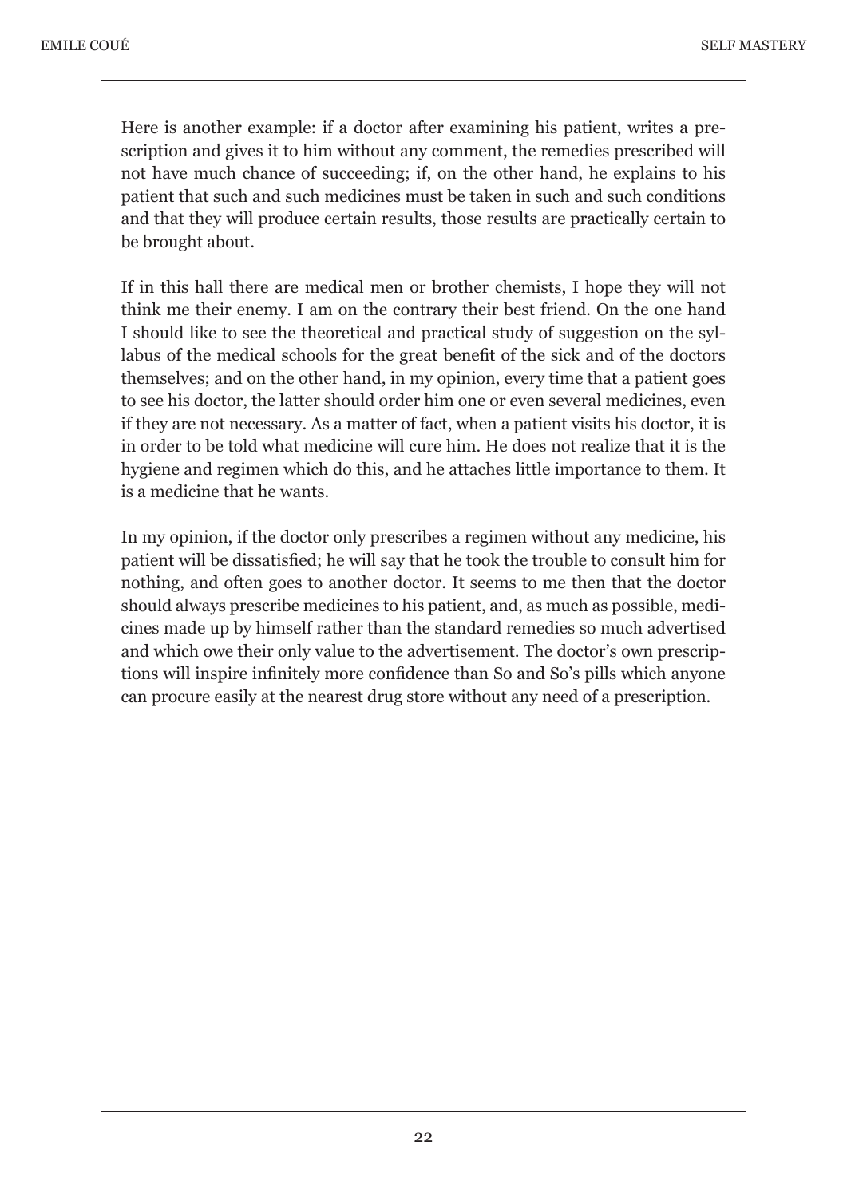Here is another example: if a doctor after examining his patient, writes a prescription and gives it to him without any comment, the remedies prescribed will not have much chance of succeeding; if, on the other hand, he explains to his patient that such and such medicines must be taken in such and such conditions and that they will produce certain results, those results are practically certain to be brought about.

If in this hall there are medical men or brother chemists, I hope they will not think me their enemy. I am on the contrary their best friend. On the one hand I should like to see the theoretical and practical study of suggestion on the syllabus of the medical schools for the great benefit of the sick and of the doctors themselves; and on the other hand, in my opinion, every time that a patient goes to see his doctor, the latter should order him one or even several medicines, even if they are not necessary. As a matter of fact, when a patient visits his doctor, it is in order to be told what medicine will cure him. He does not realize that it is the hygiene and regimen which do this, and he attaches little importance to them. It is a medicine that he wants.

In my opinion, if the doctor only prescribes a regimen without any medicine, his patient will be dissatisfied; he will say that he took the trouble to consult him for nothing, and often goes to another doctor. It seems to me then that the doctor should always prescribe medicines to his patient, and, as much as possible, medicines made up by himself rather than the standard remedies so much advertised and which owe their only value to the advertisement. The doctor's own prescriptions will inspire infinitely more confidence than So and So's pills which anyone can procure easily at the nearest drug store without any need of a prescription.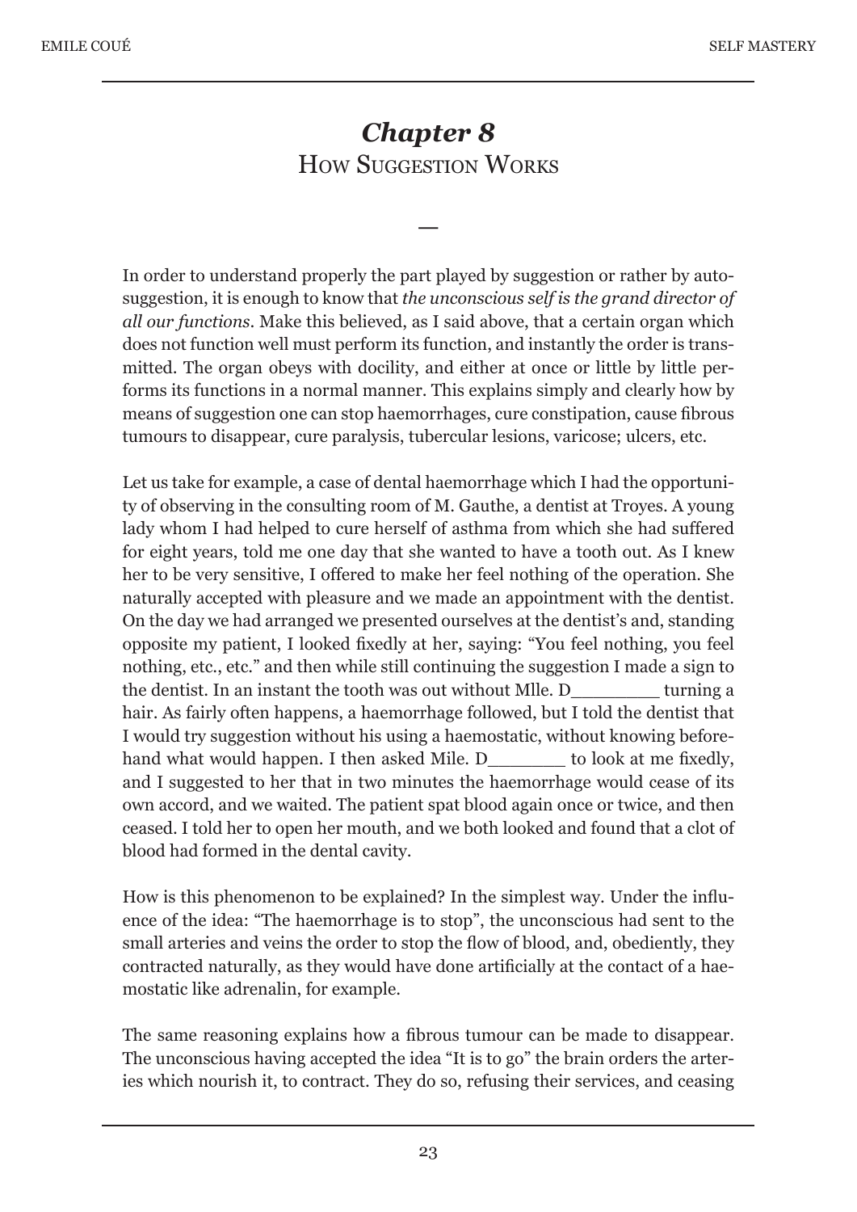# *Chapter 8*
## How Suggestion Works

—

In order to understand properly the part played by suggestion or rather by autosuggestion, it is enough to know that *the unconscious self is the grand director of all our functions*. Make this believed, as I said above, that a certain organ which does not function well must perform its function, and instantly the order is transmitted. The organ obeys with docility, and either at once or little by little performs its functions in a normal manner. This explains simply and clearly how by means of suggestion one can stop haemorrhages, cure constipation, cause fibrous tumours to disappear, cure paralysis, tubercular lesions, varicose; ulcers, etc.

Let us take for example, a case of dental haemorrhage which I had the opportunity of observing in the consulting room of M. Gauthe, a dentist at Troyes. A young lady whom I had helped to cure herself of asthma from which she had suffered for eight years, told me one day that she wanted to have a tooth out. As I knew her to be very sensitive, I offered to make her feel nothing of the operation. She naturally accepted with pleasure and we made an appointment with the dentist. On the day we had arranged we presented ourselves at the dentist's and, standing opposite my patient, I looked fixedly at her, saying: "You feel nothing, you feel nothing, etc., etc." and then while still continuing the suggestion I made a sign to the dentist. In an instant the tooth was out without Mlle. D________ turning a hair. As fairly often happens, a haemorrhage followed, but I told the dentist that I would try suggestion without his using a haemostatic, without knowing beforehand what would happen. I then asked Mile. D_______ to look at me fixedly, and I suggested to her that in two minutes the haemorrhage would cease of its own accord, and we waited. The patient spat blood again once or twice, and then ceased. I told her to open her mouth, and we both looked and found that a clot of blood had formed in the dental cavity.

How is this phenomenon to be explained? In the simplest way. Under the influence of the idea: "The haemorrhage is to stop", the unconscious had sent to the small arteries and veins the order to stop the flow of blood, and, obediently, they contracted naturally, as they would have done artificially at the contact of a haemostatic like adrenalin, for example.

The same reasoning explains how a fibrous tumour can be made to disappear. The unconscious having accepted the idea "It is to go" the brain orders the arteries which nourish it, to contract. They do so, refusing their services, and ceasing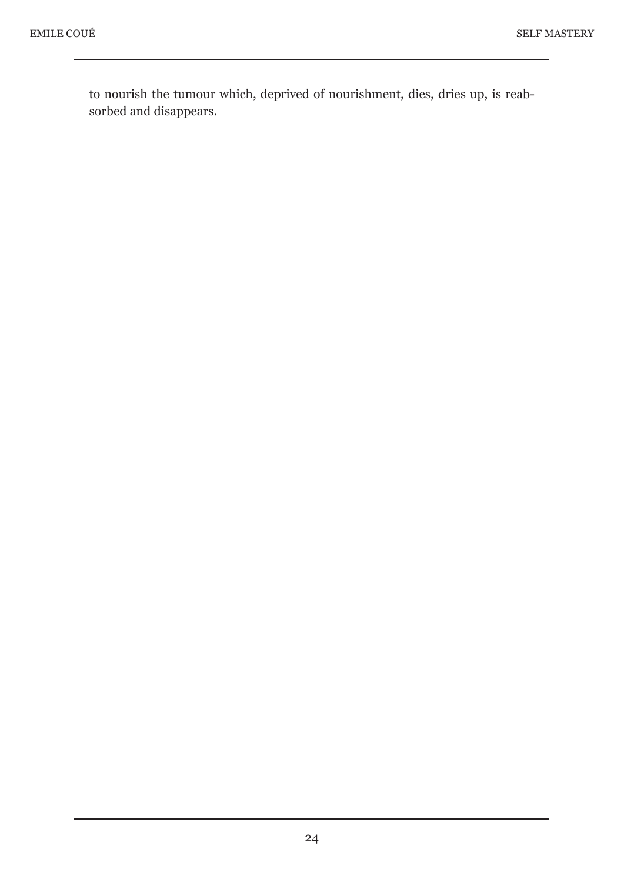to nourish the tumour which, deprived of nourishment, dies, dries up, is reabsorbed and disappears.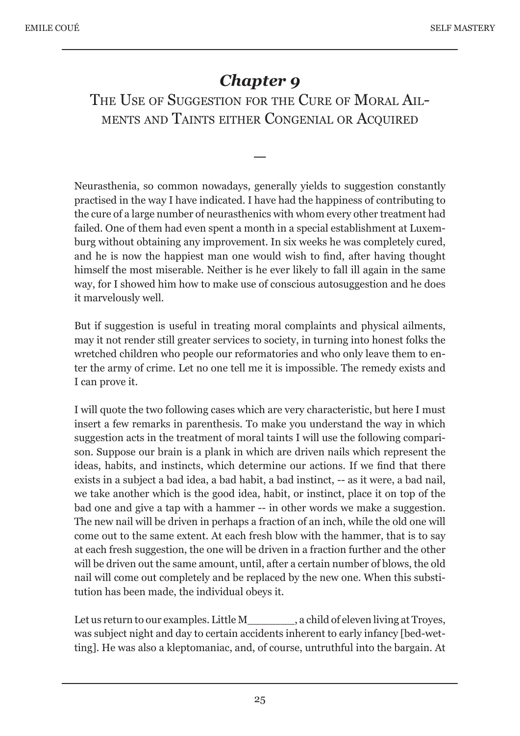# *Chapter 9*

## The Use of Suggestion for the Cure of Moral Ailments and Taints either Congenial or Acquired

—

Neurasthenia, so common nowadays, generally yields to suggestion constantly practised in the way I have indicated. I have had the happiness of contributing to the cure of a large number of neurasthenics with whom every other treatment had failed. One of them had even spent a month in a special establishment at Luxemburg without obtaining any improvement. In six weeks he was completely cured, and he is now the happiest man one would wish to find, after having thought himself the most miserable. Neither is he ever likely to fall ill again in the same way, for I showed him how to make use of conscious autosuggestion and he does it marvelously well.

But if suggestion is useful in treating moral complaints and physical ailments, may it not render still greater services to society, in turning into honest folks the wretched children who people our reformatories and who only leave them to enter the army of crime. Let no one tell me it is impossible. The remedy exists and I can prove it.

I will quote the two following cases which are very characteristic, but here I must insert a few remarks in parenthesis. To make you understand the way in which suggestion acts in the treatment of moral taints I will use the following comparison. Suppose our brain is a plank in which are driven nails which represent the ideas, habits, and instincts, which determine our actions. If we find that there exists in a subject a bad idea, a bad habit, a bad instinct, -- as it were, a bad nail, we take another which is the good idea, habit, or instinct, place it on top of the bad one and give a tap with a hammer -- in other words we make a suggestion. The new nail will be driven in perhaps a fraction of an inch, while the old one will come out to the same extent. At each fresh blow with the hammer, that is to say at each fresh suggestion, the one will be driven in a fraction further and the other will be driven out the same amount, until, after a certain number of blows, the old nail will come out completely and be replaced by the new one. When this substitution has been made, the individual obeys it.

Let us return to our examples. Little M________, a child of eleven living at Troyes, was subject night and day to certain accidents inherent to early infancy [bed-wetting]. He was also a kleptomaniac, and, of course, untruthful into the bargain. At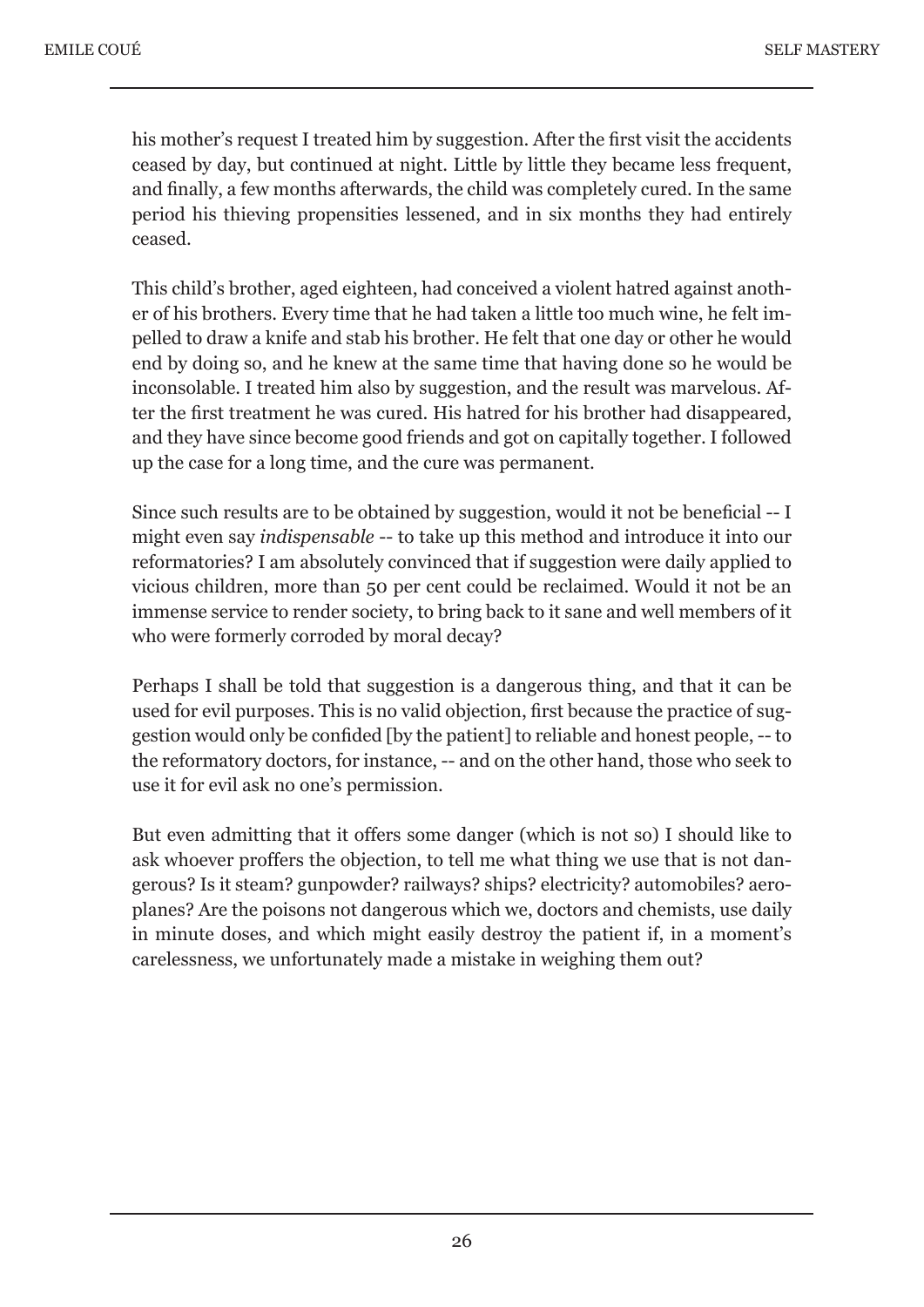his mother's request I treated him by suggestion. After the first visit the accidents ceased by day, but continued at night. Little by little they became less frequent, and finally, a few months afterwards, the child was completely cured. In the same period his thieving propensities lessened, and in six months they had entirely ceased.

This child's brother, aged eighteen, had conceived a violent hatred against another of his brothers. Every time that he had taken a little too much wine, he felt impelled to draw a knife and stab his brother. He felt that one day or other he would end by doing so, and he knew at the same time that having done so he would be inconsolable. I treated him also by suggestion, and the result was marvelous. After the first treatment he was cured. His hatred for his brother had disappeared, and they have since become good friends and got on capitally together. I followed up the case for a long time, and the cure was permanent.

Since such results are to be obtained by suggestion, would it not be beneficial -- I might even say *indispensable* -- to take up this method and introduce it into our reformatories? I am absolutely convinced that if suggestion were daily applied to vicious children, more than 50 per cent could be reclaimed. Would it not be an immense service to render society, to bring back to it sane and well members of it who were formerly corroded by moral decay?

Perhaps I shall be told that suggestion is a dangerous thing, and that it can be used for evil purposes. This is no valid objection, first because the practice of suggestion would only be confided [by the patient] to reliable and honest people, -- to the reformatory doctors, for instance, -- and on the other hand, those who seek to use it for evil ask no one's permission.

But even admitting that it offers some danger (which is not so) I should like to ask whoever proffers the objection, to tell me what thing we use that is not dangerous? Is it steam? gunpowder? railways? ships? electricity? automobiles? aeroplanes? Are the poisons not dangerous which we, doctors and chemists, use daily in minute doses, and which might easily destroy the patient if, in a moment's carelessness, we unfortunately made a mistake in weighing them out?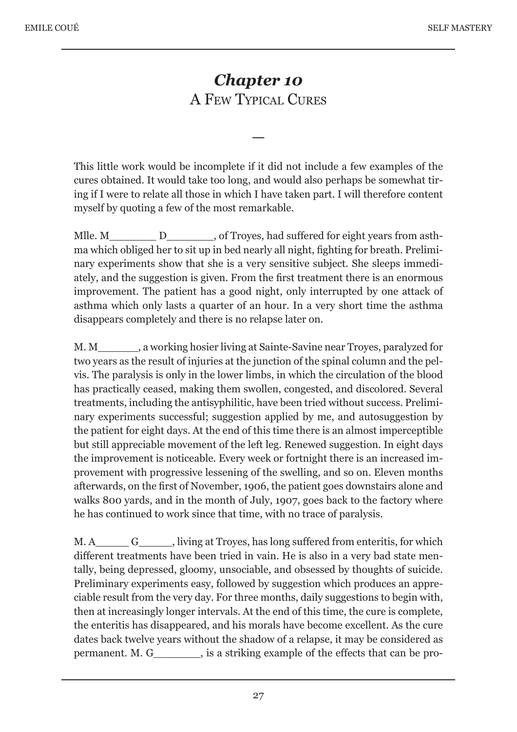# *Chapter 10*
## A Few Typical Cures

—

This little work would be incomplete if it did not include a few examples of the cures obtained. It would take too long, and would also perhaps be somewhat tiring if I were to relate all those in which I have taken part. I will therefore content myself by quoting a few of the most remarkable.

Mlle. M________ D________, of Troyes, had suffered for eight years from asthma which obliged her to sit up in bed nearly all night, fighting for breath. Preliminary experiments show that she is a very sensitive subject. She sleeps immediately, and the suggestion is given. From the first treatment there is an enormous improvement. The patient has a good night, only interrupted by one attack of asthma which only lasts a quarter of an hour. In a very short time the asthma disappears completely and there is no relapse later on.

M. M_______, a working hosier living at Sainte-Savine near Troyes, paralyzed for two years as the result of injuries at the junction of the spinal column and the pelvis. The paralysis is only in the lower limbs, in which the circulation of the blood has practically ceased, making them swollen, congested, and discolored. Several treatments, including the antisyphilitic, have been tried without success. Preliminary experiments successful; suggestion applied by me, and autosuggestion by the patient for eight days. At the end of this time there is an almost imperceptible but still appreciable movement of the left leg. Renewed suggestion. In eight days the improvement is noticeable. Every week or fortnight there is an increased improvement with progressive lessening of the swelling, and so on. Eleven months afterwards, on the first of November, 1906, the patient goes downstairs alone and walks 800 yards, and in the month of July, 1907, goes back to the factory where he has continued to work since that time, with no trace of paralysis.

M. A______ G______, living at Troyes, has long suffered from enteritis, for which different treatments have been tried in vain. He is also in a very bad state mentally, being depressed, gloomy, unsociable, and obsessed by thoughts of suicide. Preliminary experiments easy, followed by suggestion which produces an appreciable result from the very day. For three months, daily suggestions to begin with, then at increasingly longer intervals. At the end of this time, the cure is complete, the enteritis has disappeared, and his morals have become excellent. As the cure dates back twelve years without the shadow of a relapse, it may be considered as permanent. M. G________, is a striking example of the effects that can be pro-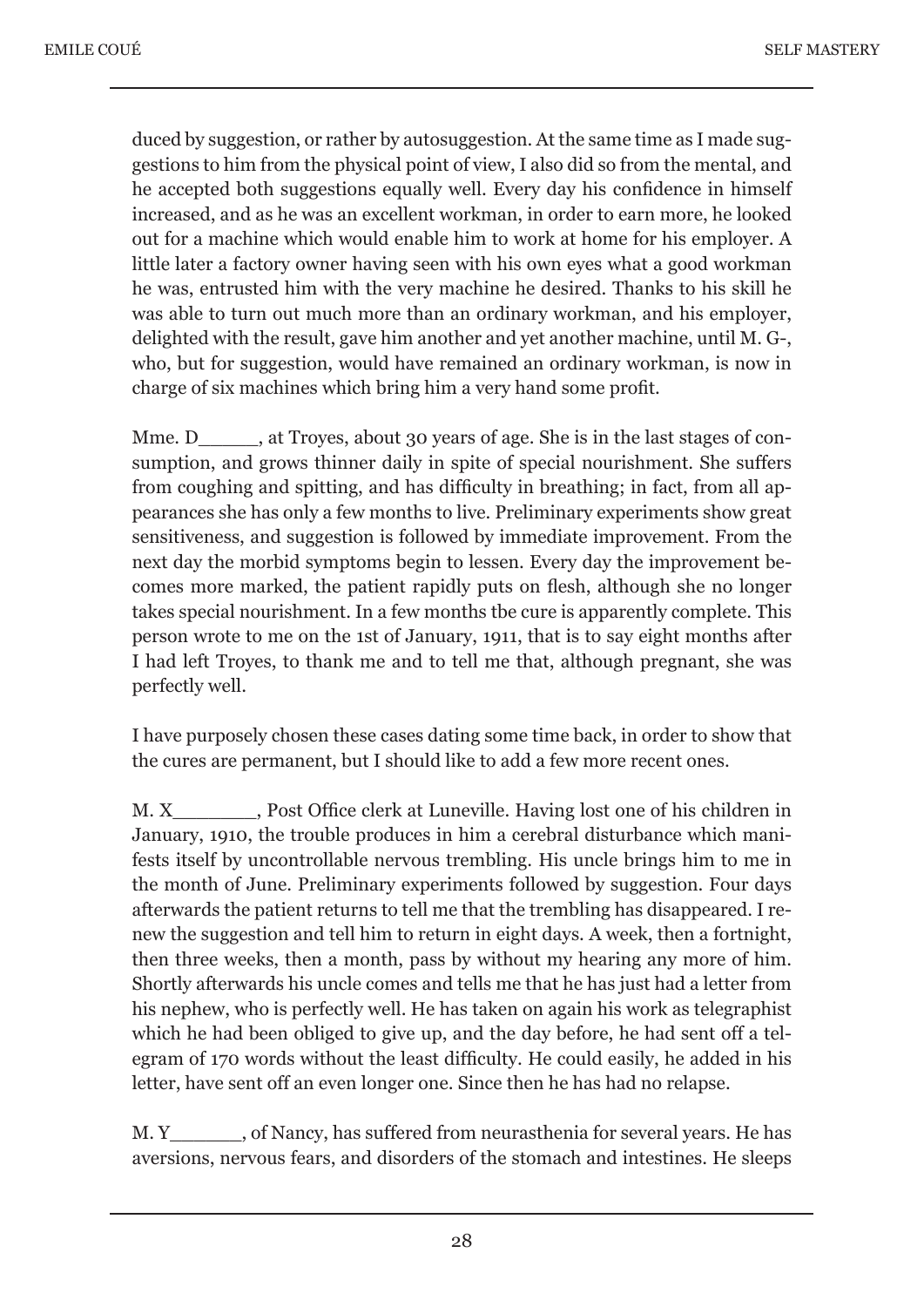duced by suggestion, or rather by autosuggestion. At the same time as I made suggestions to him from the physical point of view, I also did so from the mental, and he accepted both suggestions equally well. Every day his confidence in himself increased, and as he was an excellent workman, in order to earn more, he looked out for a machine which would enable him to work at home for his employer. A little later a factory owner having seen with his own eyes what a good workman he was, entrusted him with the very machine he desired. Thanks to his skill he was able to turn out much more than an ordinary workman, and his employer, delighted with the result, gave him another and yet another machine, until M. G-, who, but for suggestion, would have remained an ordinary workman, is now in charge of six machines which bring him a very hand some profit.

Mme. D_____, at Troyes, about 30 years of age. She is in the last stages of consumption, and grows thinner daily in spite of special nourishment. She suffers from coughing and spitting, and has difficulty in breathing; in fact, from all appearances she has only a few months to live. Preliminary experiments show great sensitiveness, and suggestion is followed by immediate improvement. From the next day the morbid symptoms begin to lessen. Every day the improvement becomes more marked, the patient rapidly puts on flesh, although she no longer takes special nourishment. In a few months tbe cure is apparently complete. This person wrote to me on the 1st of January, 1911, that is to say eight months after I had left Troyes, to thank me and to tell me that, although pregnant, she was perfectly well.

I have purposely chosen these cases dating some time back, in order to show that the cures are permanent, but I should like to add a few more recent ones.

M. X_______, Post Office clerk at Luneville. Having lost one of his children in January, 1910, the trouble produces in him a cerebral disturbance which manifests itself by uncontrollable nervous trembling. His uncle brings him to me in the month of June. Preliminary experiments followed by suggestion. Four days afterwards the patient returns to tell me that the trembling has disappeared. I renew the suggestion and tell him to return in eight days. A week, then a fortnight, then three weeks, then a month, pass by without my hearing any more of him. Shortly afterwards his uncle comes and tells me that he has just had a letter from his nephew, who is perfectly well. He has taken on again his work as telegraphist which he had been obliged to give up, and the day before, he had sent off a telegram of 170 words without the least difficulty. He could easily, he added in his letter, have sent off an even longer one. Since then he has had no relapse.

M. Y______, of Nancy, has suffered from neurasthenia for several years. He has aversions, nervous fears, and disorders of the stomach and intestines. He sleeps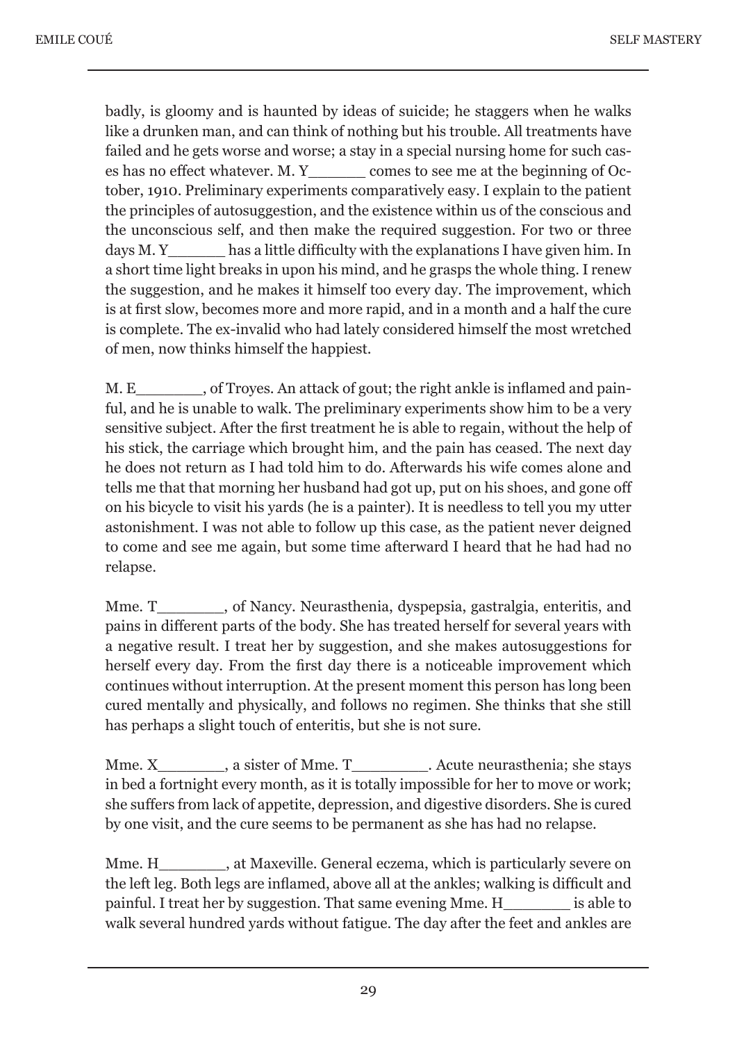badly, is gloomy and is haunted by ideas of suicide; he staggers when he walks like a drunken man, and can think of nothing but his trouble. All treatments have failed and he gets worse and worse; a stay in a special nursing home for such cases has no effect whatever. M. Y______ comes to see me at the beginning of October, 1910. Preliminary experiments comparatively easy. I explain to the patient the principles of autosuggestion, and the existence within us of the conscious and the unconscious self, and then make the required suggestion. For two or three days M. Y______ has a little difficulty with the explanations I have given him. In a short time light breaks in upon his mind, and he grasps the whole thing. I renew the suggestion, and he makes it himself too every day. The improvement, which is at first slow, becomes more and more rapid, and in a month and a half the cure is complete. The ex-invalid who had lately considered himself the most wretched of men, now thinks himself the happiest.

M. E_______, of Troyes. An attack of gout; the right ankle is inflamed and painful, and he is unable to walk. The preliminary experiments show him to be a very sensitive subject. After the first treatment he is able to regain, without the help of his stick, the carriage which brought him, and the pain has ceased. The next day he does not return as I had told him to do. Afterwards his wife comes alone and tells me that that morning her husband had got up, put on his shoes, and gone off on his bicycle to visit his yards (he is a painter). It is needless to tell you my utter astonishment. I was not able to follow up this case, as the patient never deigned to come and see me again, but some time afterward I heard that he had had no relapse.

Mme. T_______, of Nancy. Neurasthenia, dyspepsia, gastralgia, enteritis, and pains in different parts of the body. She has treated herself for several years with a negative result. I treat her by suggestion, and she makes autosuggestions for herself every day. From the first day there is a noticeable improvement which continues without interruption. At the present moment this person has long been cured mentally and physically, and follows no regimen. She thinks that she still has perhaps a slight touch of enteritis, but she is not sure.

Mme. X_______, a sister of Mme. T________. Acute neurasthenia; she stays in bed a fortnight every month, as it is totally impossible for her to move or work; she suffers from lack of appetite, depression, and digestive disorders. She is cured by one visit, and the cure seems to be permanent as she has had no relapse.

Mme. H_______, at Maxeville. General eczema, which is particularly severe on the left leg. Both legs are inflamed, above all at the ankles; walking is difficult and painful. I treat her by suggestion. That same evening Mme. H_______ is able to walk several hundred yards without fatigue. The day after the feet and ankles are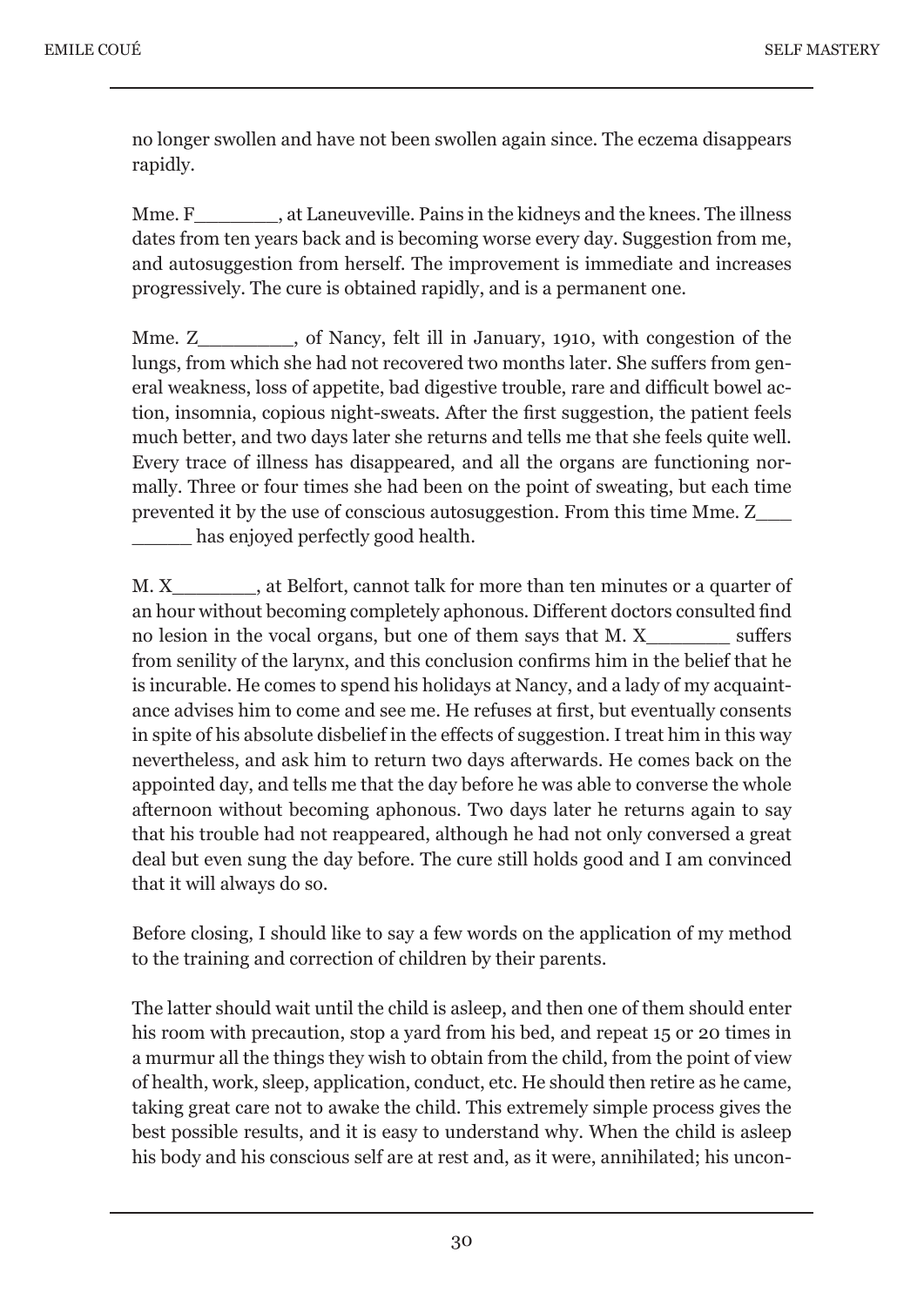no longer swollen and have not been swollen again since. The eczema disappears rapidly.

Mme. F________, at Laneuveville. Pains in the kidneys and the knees. The illness dates from ten years back and is becoming worse every day. Suggestion from me, and autosuggestion from herself. The improvement is immediate and increases progressively. The cure is obtained rapidly, and is a permanent one.

Mme. Z_________, of Nancy, felt ill in January, 1910, with congestion of the lungs, from which she had not recovered two months later. She suffers from general weakness, loss of appetite, bad digestive trouble, rare and difficult bowel action, insomnia, copious night-sweats. After the first suggestion, the patient feels much better, and two days later she returns and tells me that she feels quite well. Every trace of illness has disappeared, and all the organs are functioning normally. Three or four times she had been on the point of sweating, but each time prevented it by the use of conscious autosuggestion. From this time Mme. Z_________ has enjoyed perfectly good health.

M. X________, at Belfort, cannot talk for more than ten minutes or a quarter of an hour without becoming completely aphonous. Different doctors consulted find no lesion in the vocal organs, but one of them says that M. X________ suffers from senility of the larynx, and this conclusion confirms him in the belief that he is incurable. He comes to spend his holidays at Nancy, and a lady of my acquaintance advises him to come and see me. He refuses at first, but eventually consents in spite of his absolute disbelief in the effects of suggestion. I treat him in this way nevertheless, and ask him to return two days afterwards. He comes back on the appointed day, and tells me that the day before he was able to converse the whole afternoon without becoming aphonous. Two days later he returns again to say that his trouble had not reappeared, although he had not only conversed a great deal but even sung the day before. The cure still holds good and I am convinced that it will always do so.

Before closing, I should like to say a few words on the application of my method to the training and correction of children by their parents.

The latter should wait until the child is asleep, and then one of them should enter his room with precaution, stop a yard from his bed, and repeat 15 or 20 times in a murmur all the things they wish to obtain from the child, from the point of view of health, work, sleep, application, conduct, etc. He should then retire as he came, taking great care not to awake the child. This extremely simple process gives the best possible results, and it is easy to understand why. When the child is asleep his body and his conscious self are at rest and, as it were, annihilated; his uncon-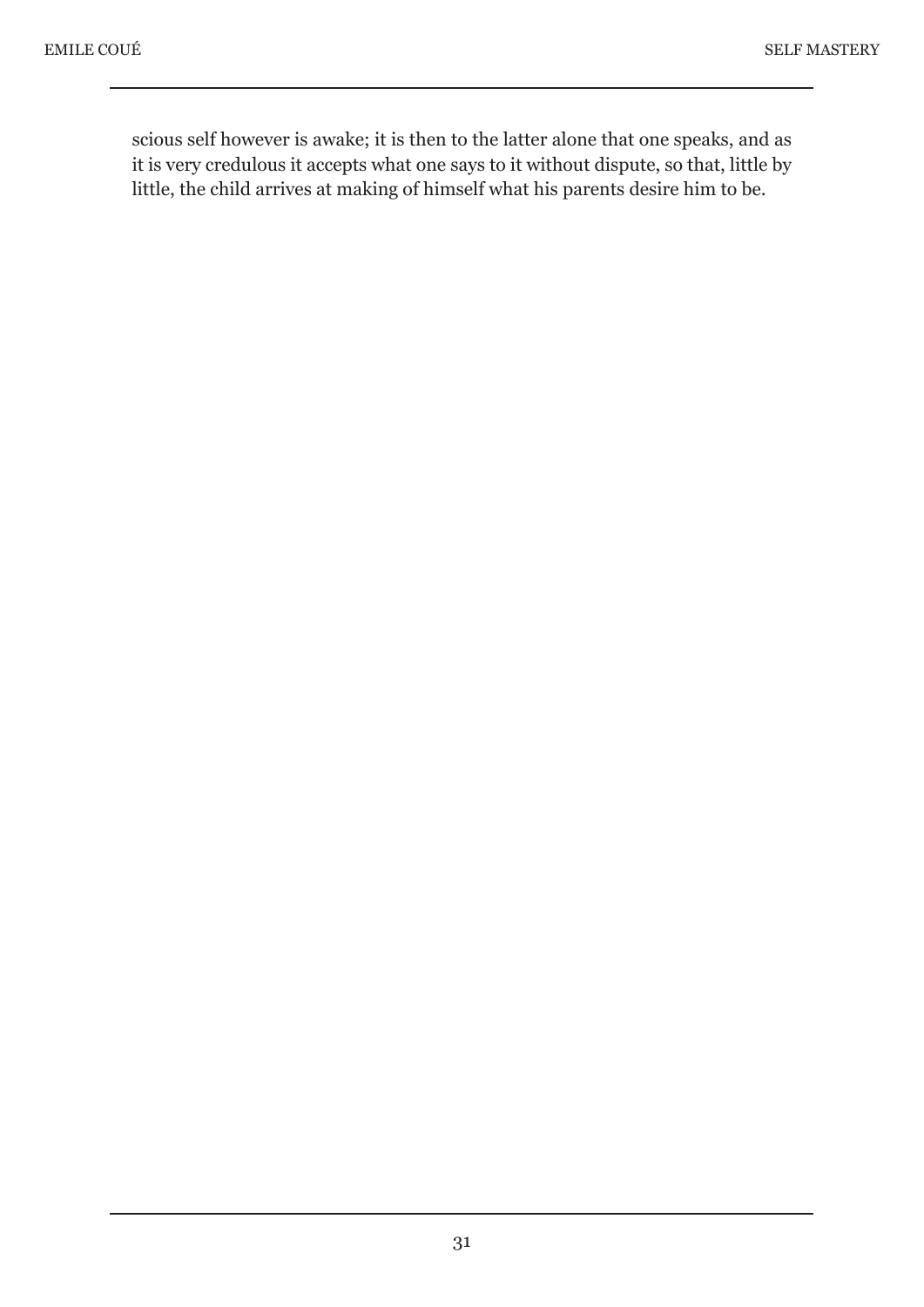scious self however is awake; it is then to the latter alone that one speaks, and as it is very credulous it accepts what one says to it without dispute, so that, little by little, the child arrives at making of himself what his parents desire him to be.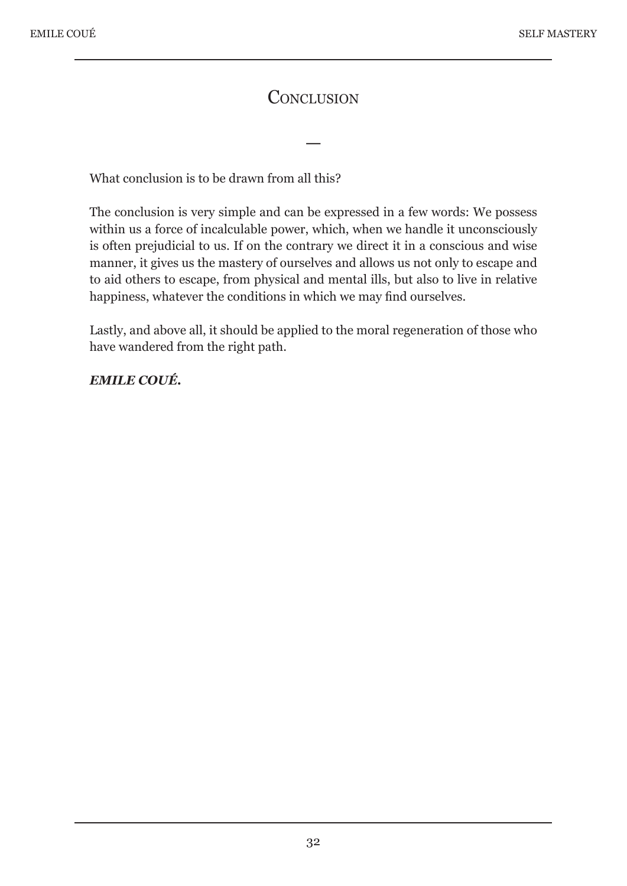# Conclusion

—

What conclusion is to be drawn from all this?

The conclusion is very simple and can be expressed in a few words: We possess within us a force of incalculable power, which, when we handle it unconsciously is often prejudicial to us. If on the contrary we direct it in a conscious and wise manner, it gives us the mastery of ourselves and allows us not only to escape and to aid others to escape, from physical and mental ills, but also to live in relative happiness, whatever the conditions in which we may find ourselves.

Lastly, and above all, it should be applied to the moral regeneration of those who have wandered from the right path.

***EMILE COUÉ.***